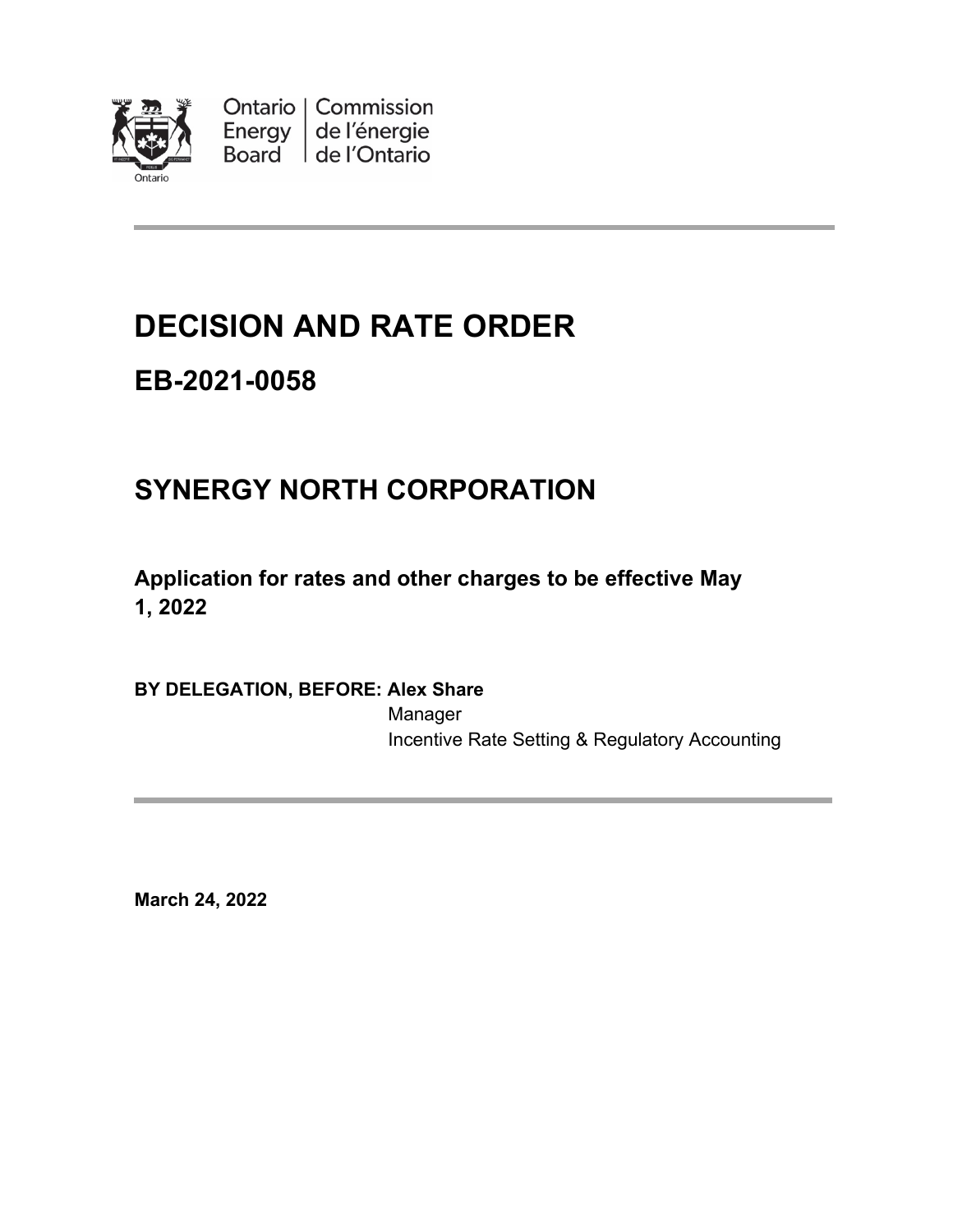Ontario Energy Board | Commission de l'énergie de l'Ontario

# DECISION AND RATE ORDER

## EB-2021-0058

## SYNERGY NORTH CORPORATION

**Application for rates and other charges to be effective May 1, 2022**

**BY DELEGATION, BEFORE: Alex Share**
Manager
Incentive Rate Setting & Regulatory Accounting

**March 24, 2022**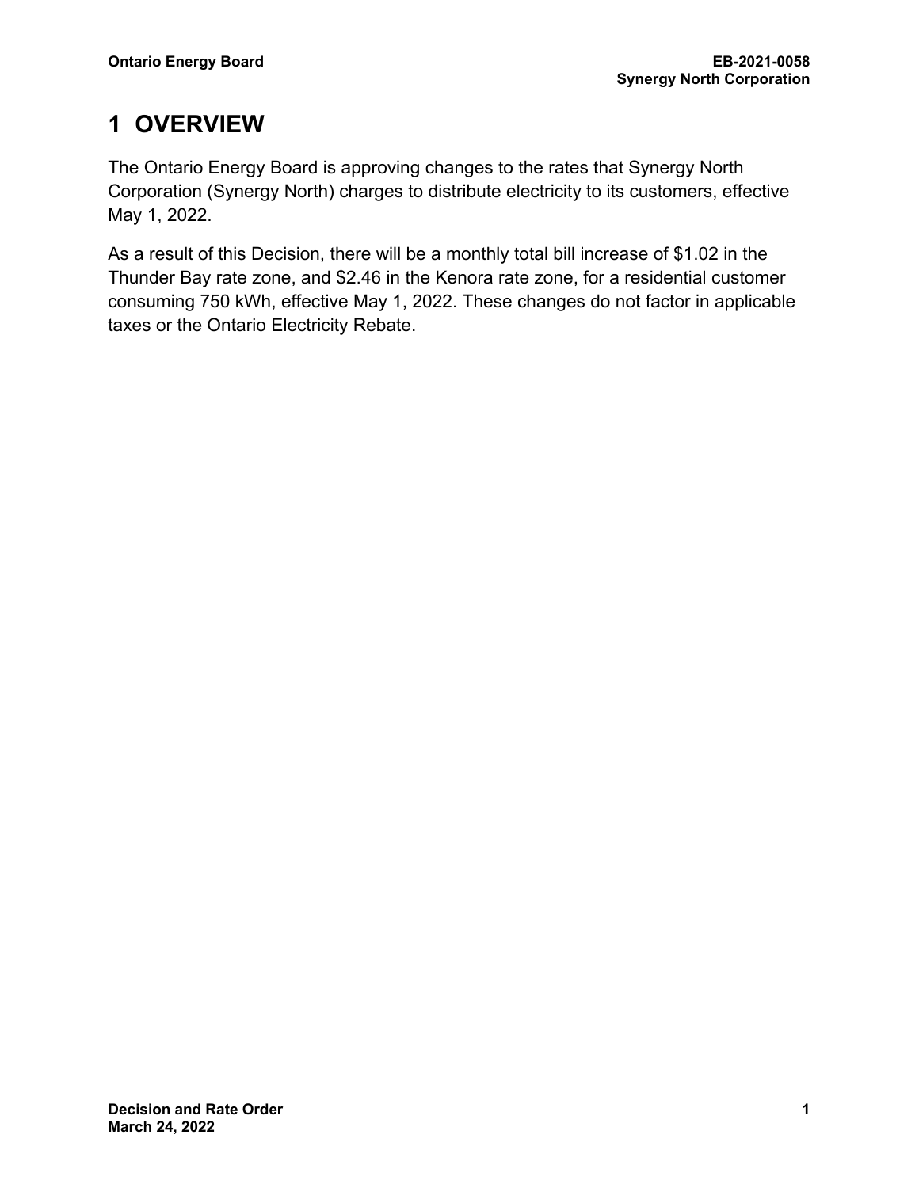# 1 OVERVIEW

The Ontario Energy Board is approving changes to the rates that Synergy North Corporation (Synergy North) charges to distribute electricity to its customers, effective May 1, 2022.

As a result of this Decision, there will be a monthly total bill increase of $1.02 in the Thunder Bay rate zone, and $2.46 in the Kenora rate zone, for a residential customer consuming 750 kWh, effective May 1, 2022. These changes do not factor in applicable taxes or the Ontario Electricity Rebate.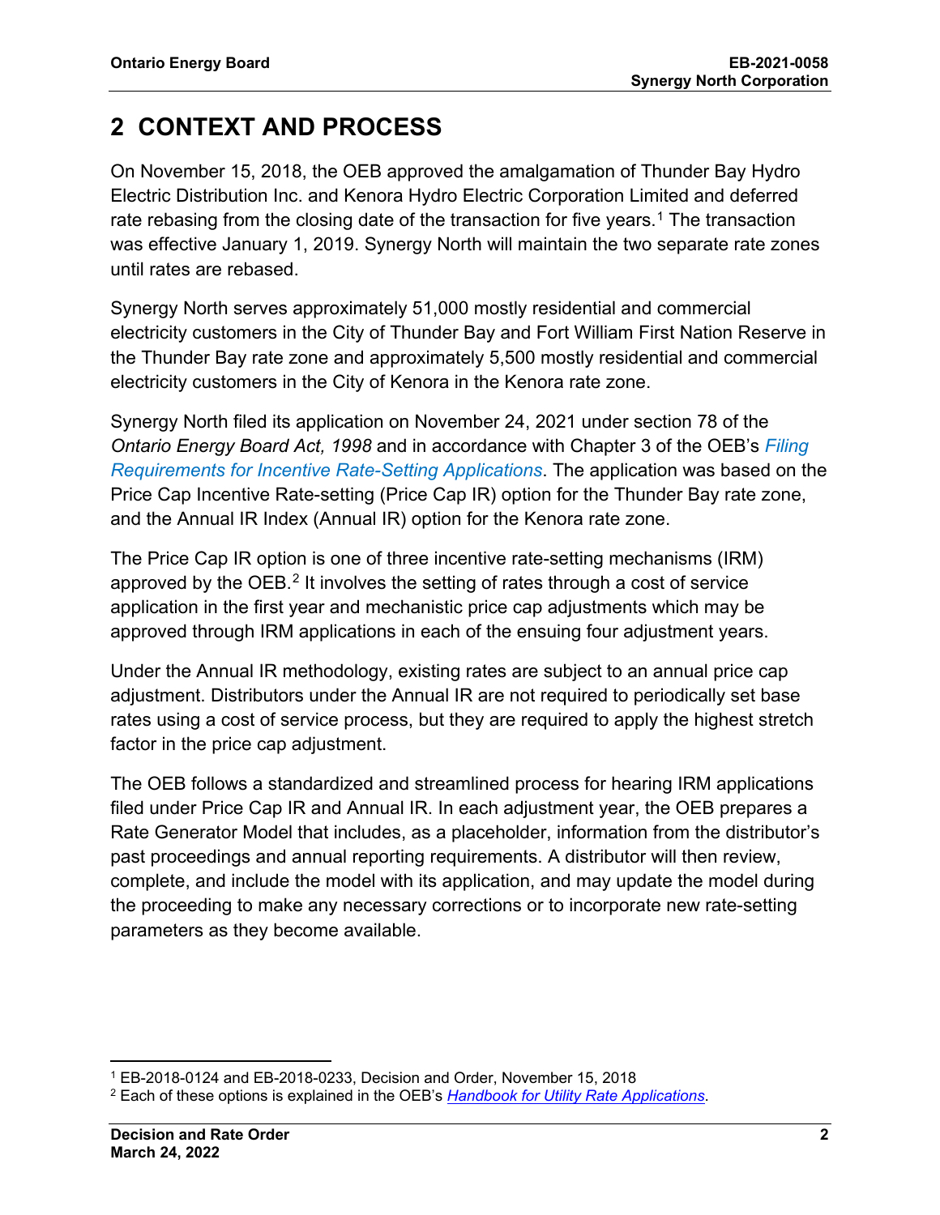# 2 CONTEXT AND PROCESS

On November 15, 2018, the OEB approved the amalgamation of Thunder Bay Hydro Electric Distribution Inc. and Kenora Hydro Electric Corporation Limited and deferred rate rebasing from the closing date of the transaction for five years.[1] The transaction was effective January 1, 2019. Synergy North will maintain the two separate rate zones until rates are rebased.

Synergy North serves approximately 51,000 mostly residential and commercial electricity customers in the City of Thunder Bay and Fort William First Nation Reserve in the Thunder Bay rate zone and approximately 5,500 mostly residential and commercial electricity customers in the City of Kenora in the Kenora rate zone.

Synergy North filed its application on November 24, 2021 under section 78 of the *Ontario Energy Board Act, 1998* and in accordance with Chapter 3 of the OEB's *Filing Requirements for Incentive Rate-Setting Applications*. The application was based on the Price Cap Incentive Rate-setting (Price Cap IR) option for the Thunder Bay rate zone, and the Annual IR Index (Annual IR) option for the Kenora rate zone.

The Price Cap IR option is one of three incentive rate-setting mechanisms (IRM) approved by the OEB.[2] It involves the setting of rates through a cost of service application in the first year and mechanistic price cap adjustments which may be approved through IRM applications in each of the ensuing four adjustment years.

Under the Annual IR methodology, existing rates are subject to an annual price cap adjustment. Distributors under the Annual IR are not required to periodically set base rates using a cost of service process, but they are required to apply the highest stretch factor in the price cap adjustment.

The OEB follows a standardized and streamlined process for hearing IRM applications filed under Price Cap IR and Annual IR. In each adjustment year, the OEB prepares a Rate Generator Model that includes, as a placeholder, information from the distributor's past proceedings and annual reporting requirements. A distributor will then review, complete, and include the model with its application, and may update the model during the proceeding to make any necessary corrections or to incorporate new rate-setting parameters as they become available.

---

[1] EB-2018-0124 and EB-2018-0233, Decision and Order, November 15, 2018

[2] Each of these options is explained in the OEB's *Handbook for Utility Rate Applications*.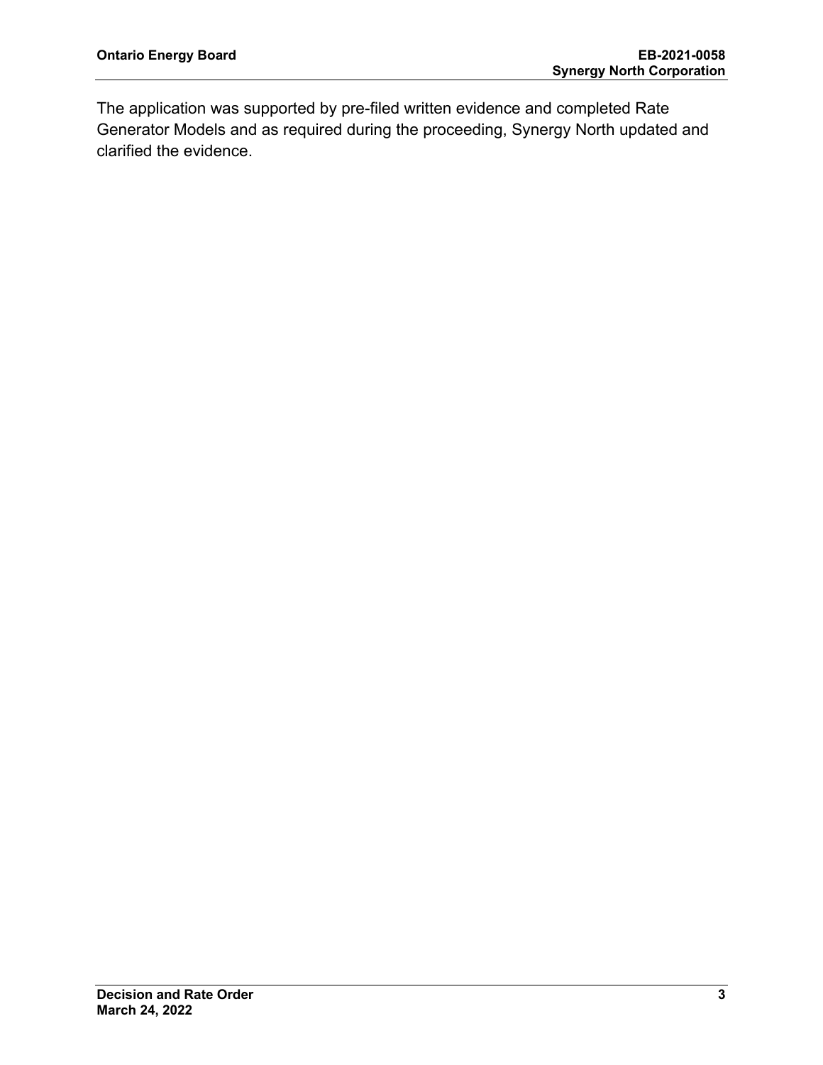The application was supported by pre-filed written evidence and completed Rate Generator Models and as required during the proceeding, Synergy North updated and clarified the evidence.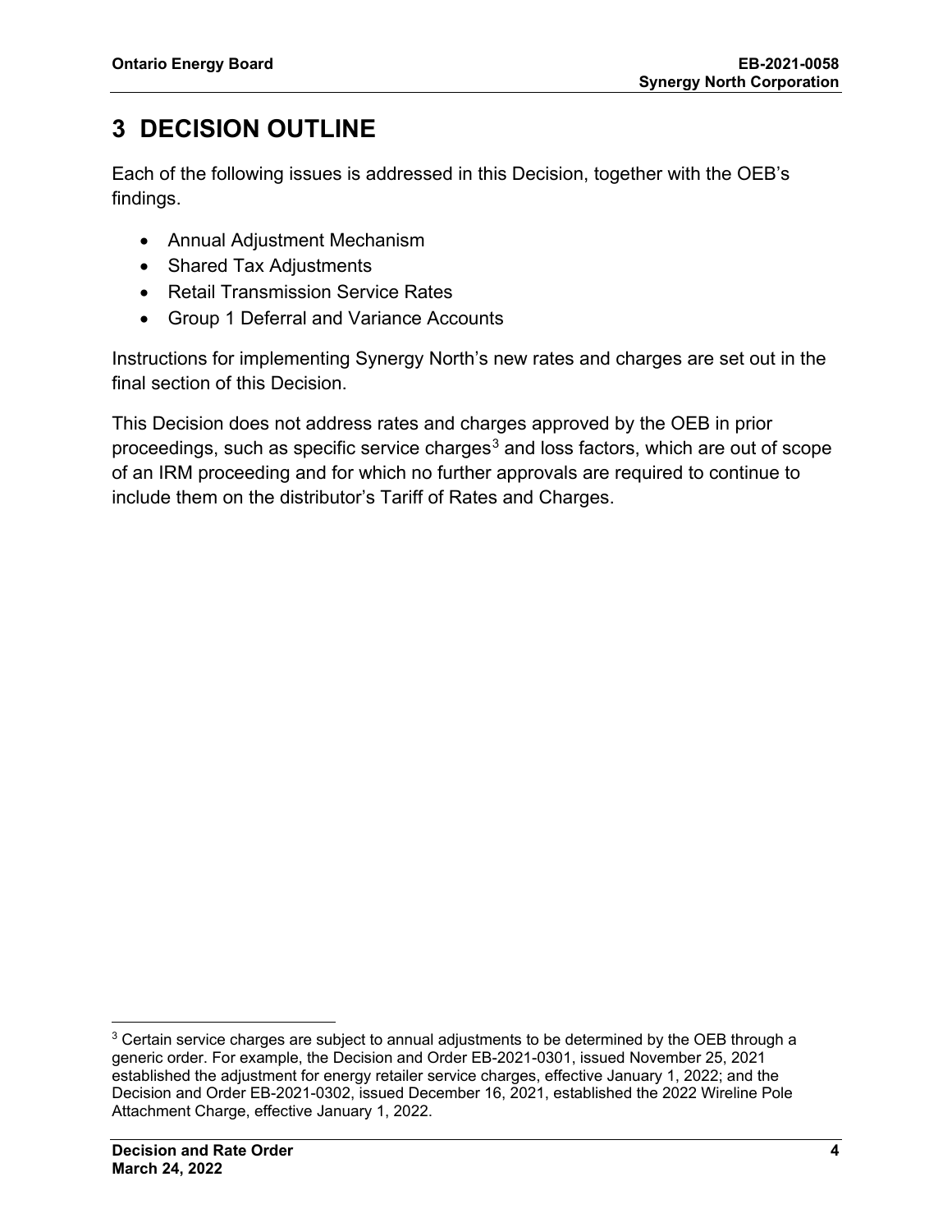# 3 DECISION OUTLINE

Each of the following issues is addressed in this Decision, together with the OEB's findings.

- Annual Adjustment Mechanism
- Shared Tax Adjustments
- Retail Transmission Service Rates
- Group 1 Deferral and Variance Accounts

Instructions for implementing Synergy North's new rates and charges are set out in the final section of this Decision.

This Decision does not address rates and charges approved by the OEB in prior proceedings, such as specific service charges[3] and loss factors, which are out of scope of an IRM proceeding and for which no further approvals are required to continue to include them on the distributor's Tariff of Rates and Charges.

[3] Certain service charges are subject to annual adjustments to be determined by the OEB through a generic order. For example, the Decision and Order EB-2021-0301, issued November 25, 2021 established the adjustment for energy retailer service charges, effective January 1, 2022; and the Decision and Order EB-2021-0302, issued December 16, 2021, established the 2022 Wireline Pole Attachment Charge, effective January 1, 2022.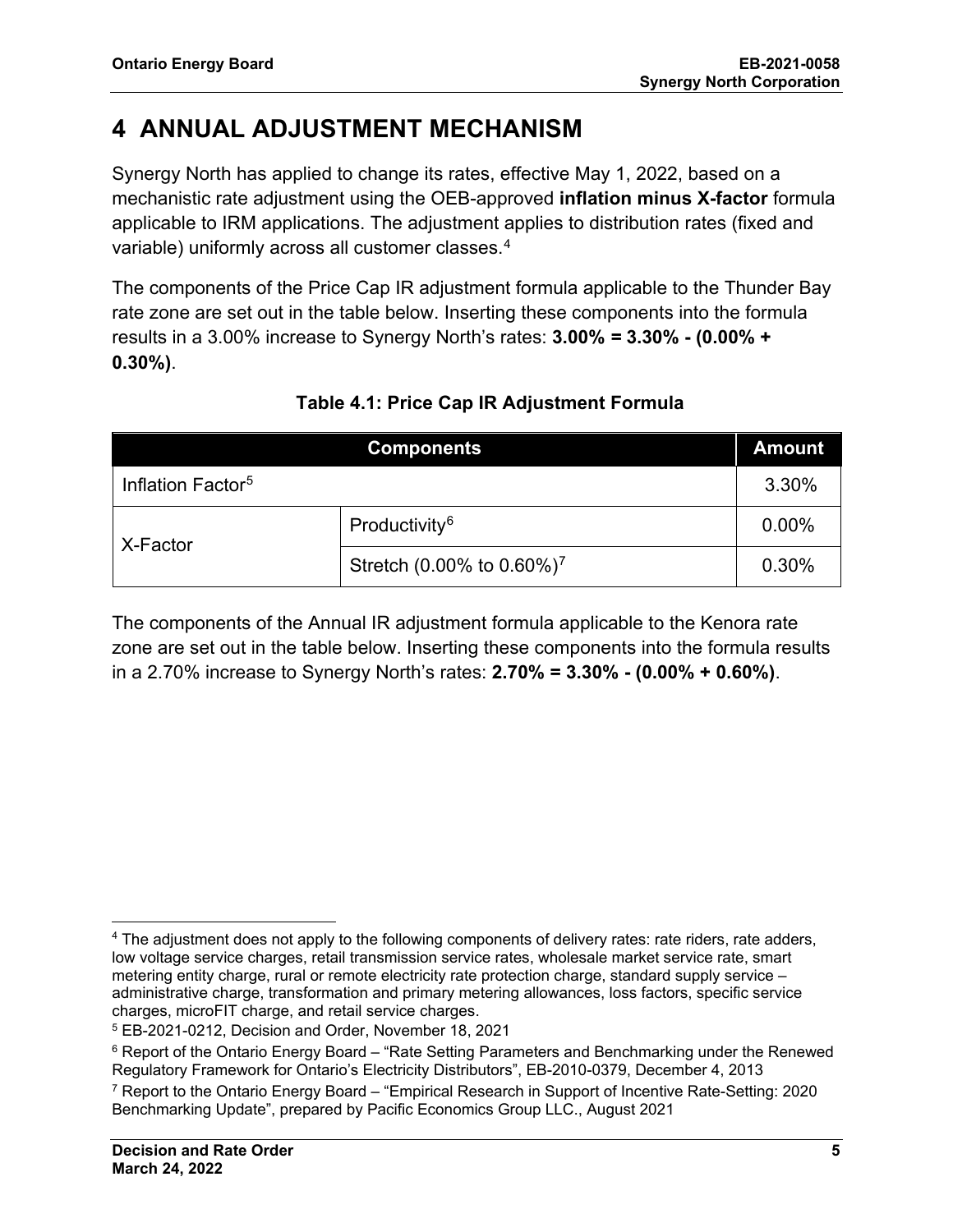# 4 ANNUAL ADJUSTMENT MECHANISM

Synergy North has applied to change its rates, effective May 1, 2022, based on a mechanistic rate adjustment using the OEB-approved **inflation minus X-factor** formula applicable to IRM applications. The adjustment applies to distribution rates (fixed and variable) uniformly across all customer classes.[4]

The components of the Price Cap IR adjustment formula applicable to the Thunder Bay rate zone are set out in the table below. Inserting these components into the formula results in a 3.00% increase to Synergy North's rates: **3.00% = 3.30% - (0.00% + 0.30%)**.

**Table 4.1: Price Cap IR Adjustment Formula**

| Components | | Amount |
|---|---|---|
| Inflation Factor[5] | | 3.30% |
| X-Factor | Productivity[6] | 0.00% |
| | Stretch (0.00% to 0.60%)[7] | 0.30% |

The components of the Annual IR adjustment formula applicable to the Kenora rate zone are set out in the table below. Inserting these components into the formula results in a 2.70% increase to Synergy North's rates: **2.70% = 3.30% - (0.00% + 0.60%)**.

[4] The adjustment does not apply to the following components of delivery rates: rate riders, rate adders, low voltage service charges, retail transmission service rates, wholesale market service rate, smart metering entity charge, rural or remote electricity rate protection charge, standard supply service – administrative charge, transformation and primary metering allowances, loss factors, specific service charges, microFIT charge, and retail service charges.

[5] EB-2021-0212, Decision and Order, November 18, 2021

[6] Report of the Ontario Energy Board – "Rate Setting Parameters and Benchmarking under the Renewed Regulatory Framework for Ontario's Electricity Distributors", EB-2010-0379, December 4, 2013

[7] Report to the Ontario Energy Board – "Empirical Research in Support of Incentive Rate-Setting: 2020 Benchmarking Update", prepared by Pacific Economics Group LLC., August 2021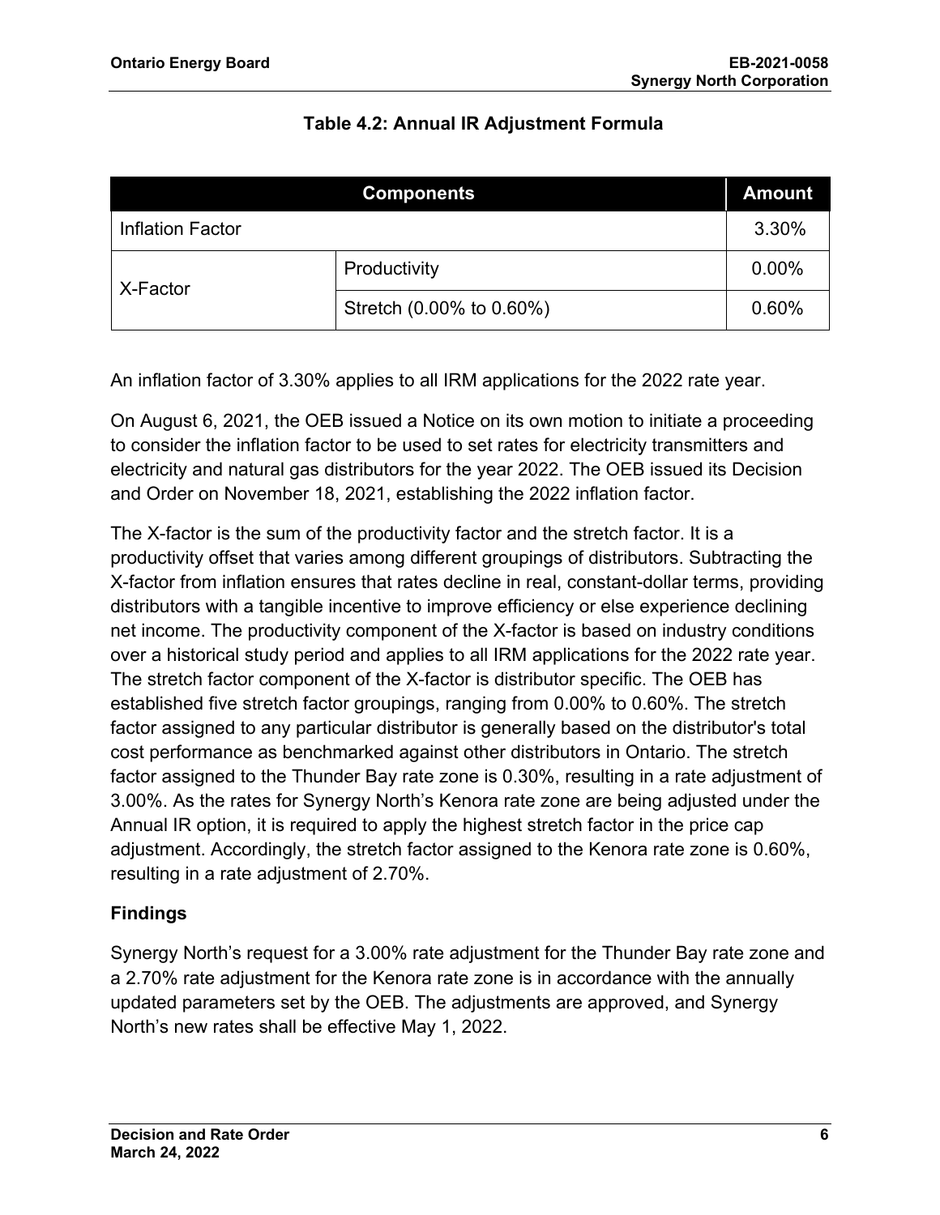**Table 4.2: Annual IR Adjustment Formula**

| Components | | Amount |
|---|---|---|
| Inflation Factor | | 3.30% |
| X-Factor | Productivity | 0.00% |
| | Stretch (0.00% to 0.60%) | 0.60% |

An inflation factor of 3.30% applies to all IRM applications for the 2022 rate year.

On August 6, 2021, the OEB issued a Notice on its own motion to initiate a proceeding to consider the inflation factor to be used to set rates for electricity transmitters and electricity and natural gas distributors for the year 2022. The OEB issued its Decision and Order on November 18, 2021, establishing the 2022 inflation factor.

The X-factor is the sum of the productivity factor and the stretch factor. It is a productivity offset that varies among different groupings of distributors. Subtracting the X-factor from inflation ensures that rates decline in real, constant-dollar terms, providing distributors with a tangible incentive to improve efficiency or else experience declining net income. The productivity component of the X-factor is based on industry conditions over a historical study period and applies to all IRM applications for the 2022 rate year. The stretch factor component of the X-factor is distributor specific. The OEB has established five stretch factor groupings, ranging from 0.00% to 0.60%. The stretch factor assigned to any particular distributor is generally based on the distributor's total cost performance as benchmarked against other distributors in Ontario. The stretch factor assigned to the Thunder Bay rate zone is 0.30%, resulting in a rate adjustment of 3.00%. As the rates for Synergy North's Kenora rate zone are being adjusted under the Annual IR option, it is required to apply the highest stretch factor in the price cap adjustment. Accordingly, the stretch factor assigned to the Kenora rate zone is 0.60%, resulting in a rate adjustment of 2.70%.

### Findings

Synergy North's request for a 3.00% rate adjustment for the Thunder Bay rate zone and a 2.70% rate adjustment for the Kenora rate zone is in accordance with the annually updated parameters set by the OEB. The adjustments are approved, and Synergy North's new rates shall be effective May 1, 2022.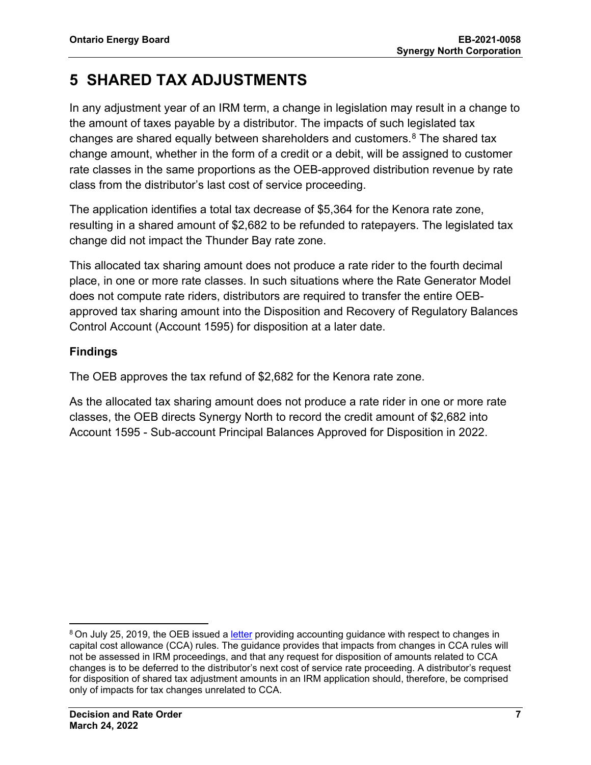# 5 SHARED TAX ADJUSTMENTS

In any adjustment year of an IRM term, a change in legislation may result in a change to the amount of taxes payable by a distributor. The impacts of such legislated tax changes are shared equally between shareholders and customers.[8] The shared tax change amount, whether in the form of a credit or a debit, will be assigned to customer rate classes in the same proportions as the OEB-approved distribution revenue by rate class from the distributor's last cost of service proceeding.

The application identifies a total tax decrease of $5,364 for the Kenora rate zone, resulting in a shared amount of $2,682 to be refunded to ratepayers. The legislated tax change did not impact the Thunder Bay rate zone.

This allocated tax sharing amount does not produce a rate rider to the fourth decimal place, in one or more rate classes. In such situations where the Rate Generator Model does not compute rate riders, distributors are required to transfer the entire OEB-approved tax sharing amount into the Disposition and Recovery of Regulatory Balances Control Account (Account 1595) for disposition at a later date.

### Findings

The OEB approves the tax refund of $2,682 for the Kenora rate zone.

As the allocated tax sharing amount does not produce a rate rider in one or more rate classes, the OEB directs Synergy North to record the credit amount of $2,682 into Account 1595 - Sub-account Principal Balances Approved for Disposition in 2022.

---

[8] On July 25, 2019, the OEB issued a letter providing accounting guidance with respect to changes in capital cost allowance (CCA) rules. The guidance provides that impacts from changes in CCA rules will not be assessed in IRM proceedings, and that any request for disposition of amounts related to CCA changes is to be deferred to the distributor's next cost of service rate proceeding. A distributor's request for disposition of shared tax adjustment amounts in an IRM application should, therefore, be comprised only of impacts for tax changes unrelated to CCA.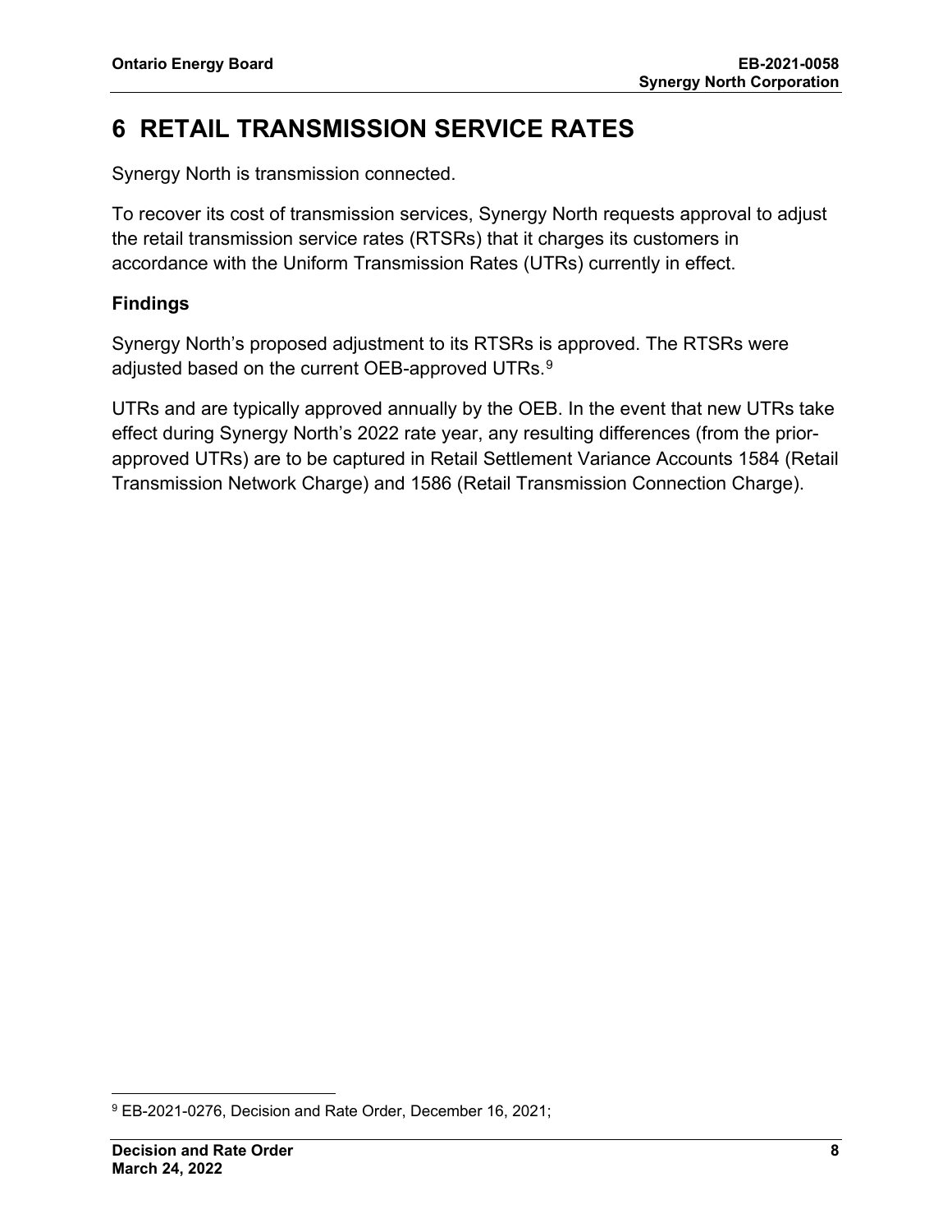# 6 RETAIL TRANSMISSION SERVICE RATES

Synergy North is transmission connected.

To recover its cost of transmission services, Synergy North requests approval to adjust the retail transmission service rates (RTSRs) that it charges its customers in accordance with the Uniform Transmission Rates (UTRs) currently in effect.

### Findings

Synergy North's proposed adjustment to its RTSRs is approved. The RTSRs were adjusted based on the current OEB-approved UTRs.[9]

UTRs and are typically approved annually by the OEB. In the event that new UTRs take effect during Synergy North's 2022 rate year, any resulting differences (from the prior-approved UTRs) are to be captured in Retail Settlement Variance Accounts 1584 (Retail Transmission Network Charge) and 1586 (Retail Transmission Connection Charge).

[9] EB-2021-0276, Decision and Rate Order, December 16, 2021;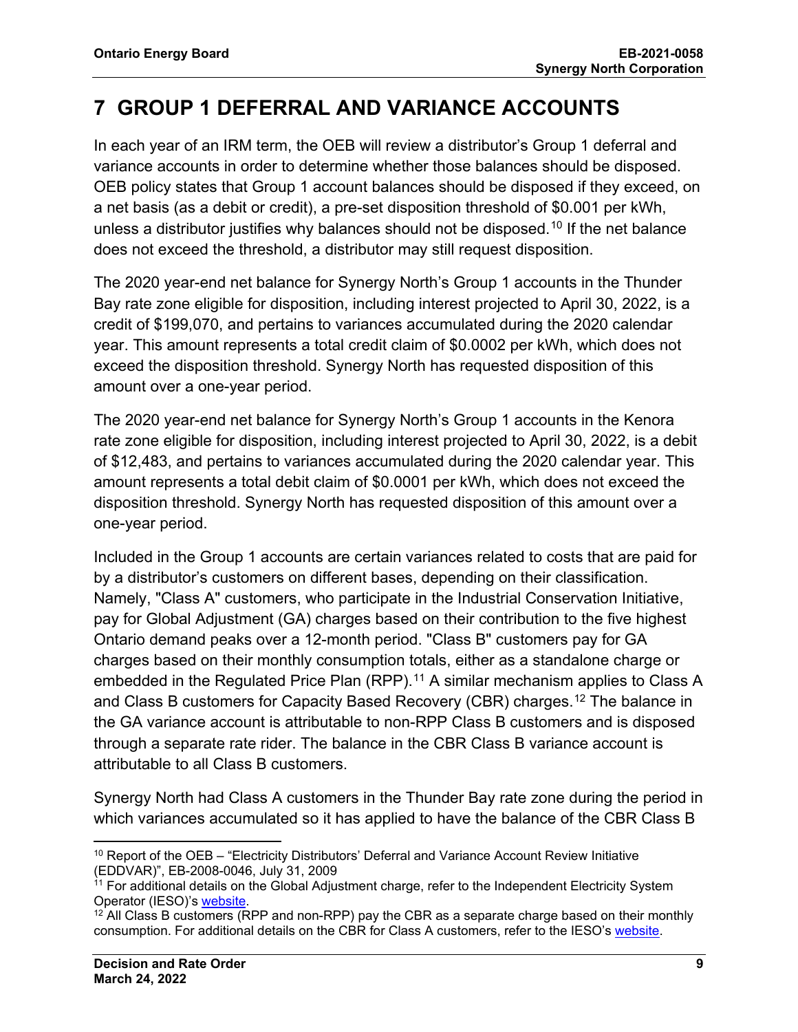# 7 GROUP 1 DEFERRAL AND VARIANCE ACCOUNTS

In each year of an IRM term, the OEB will review a distributor's Group 1 deferral and variance accounts in order to determine whether those balances should be disposed. OEB policy states that Group 1 account balances should be disposed if they exceed, on a net basis (as a debit or credit), a pre-set disposition threshold of $0.001 per kWh, unless a distributor justifies why balances should not be disposed.[10] If the net balance does not exceed the threshold, a distributor may still request disposition.

The 2020 year-end net balance for Synergy North's Group 1 accounts in the Thunder Bay rate zone eligible for disposition, including interest projected to April 30, 2022, is a credit of $199,070, and pertains to variances accumulated during the 2020 calendar year. This amount represents a total credit claim of $0.0002 per kWh, which does not exceed the disposition threshold. Synergy North has requested disposition of this amount over a one-year period.

The 2020 year-end net balance for Synergy North's Group 1 accounts in the Kenora rate zone eligible for disposition, including interest projected to April 30, 2022, is a debit of $12,483, and pertains to variances accumulated during the 2020 calendar year. This amount represents a total debit claim of $0.0001 per kWh, which does not exceed the disposition threshold. Synergy North has requested disposition of this amount over a one-year period.

Included in the Group 1 accounts are certain variances related to costs that are paid for by a distributor's customers on different bases, depending on their classification. Namely, "Class A" customers, who participate in the Industrial Conservation Initiative, pay for Global Adjustment (GA) charges based on their contribution to the five highest Ontario demand peaks over a 12-month period. "Class B" customers pay for GA charges based on their monthly consumption totals, either as a standalone charge or embedded in the Regulated Price Plan (RPP).[11] A similar mechanism applies to Class A and Class B customers for Capacity Based Recovery (CBR) charges.[12] The balance in the GA variance account is attributable to non-RPP Class B customers and is disposed through a separate rate rider. The balance in the CBR Class B variance account is attributable to all Class B customers.

Synergy North had Class A customers in the Thunder Bay rate zone during the period in which variances accumulated so it has applied to have the balance of the CBR Class B

---

[10] Report of the OEB – "Electricity Distributors' Deferral and Variance Account Review Initiative (EDDVAR)", EB-2008-0046, July 31, 2009

[11] For additional details on the Global Adjustment charge, refer to the Independent Electricity System Operator (IESO)'s website.

[12] All Class B customers (RPP and non-RPP) pay the CBR as a separate charge based on their monthly consumption. For additional details on the CBR for Class A customers, refer to the IESO's website.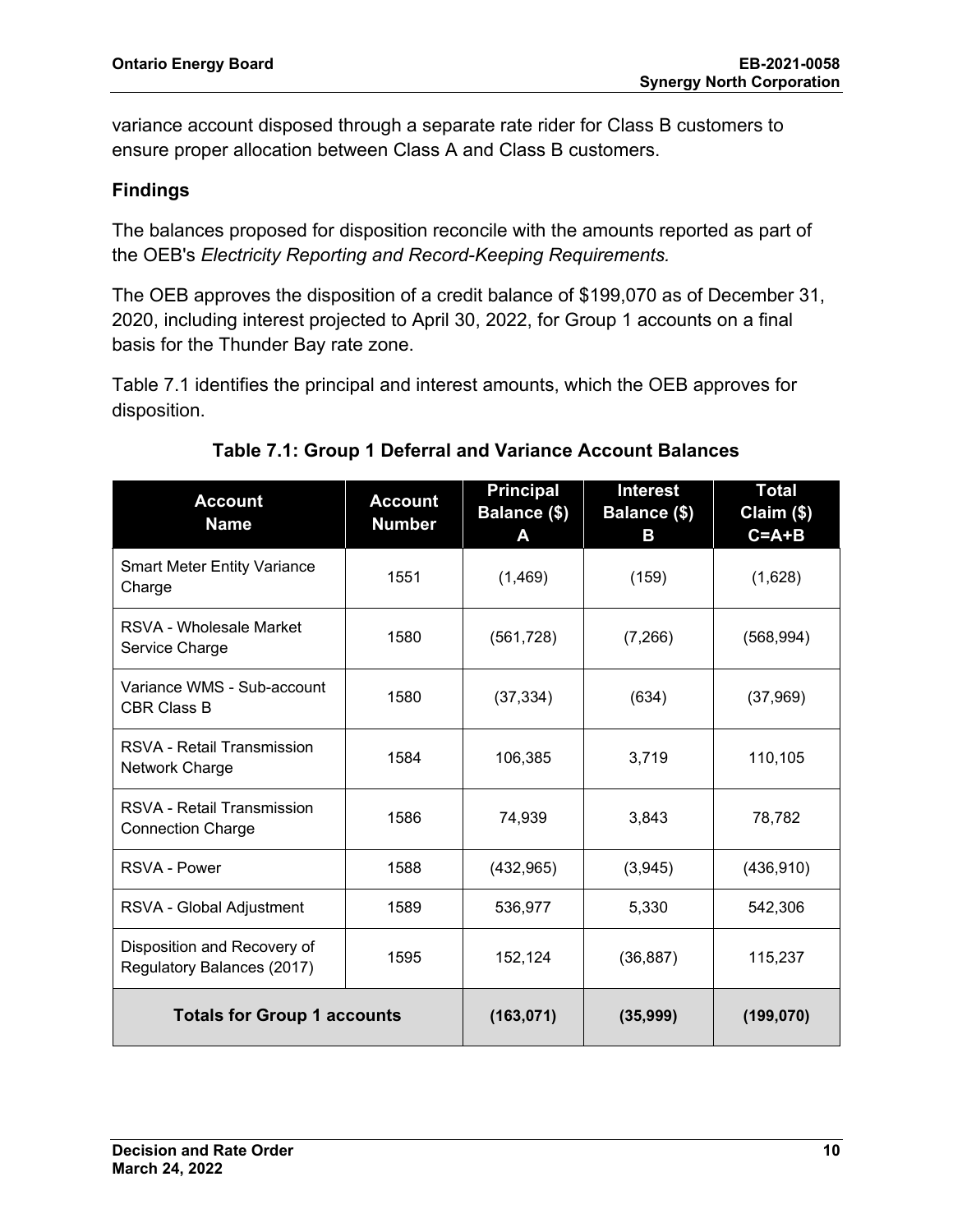variance account disposed through a separate rate rider for Class B customers to ensure proper allocation between Class A and Class B customers.

### Findings

The balances proposed for disposition reconcile with the amounts reported as part of the OEB's *Electricity Reporting and Record-Keeping Requirements.*

The OEB approves the disposition of a credit balance of $199,070 as of December 31, 2020, including interest projected to April 30, 2022, for Group 1 accounts on a final basis for the Thunder Bay rate zone.

Table 7.1 identifies the principal and interest amounts, which the OEB approves for disposition.

**Table 7.1: Group 1 Deferral and Variance Account Balances**

| Account Name | Account Number | Principal Balance ($) A | Interest Balance ($) B | Total Claim ($) C=A+B |
|---|---|---|---|---|
| Smart Meter Entity Variance Charge | 1551 | (1,469) | (159) | (1,628) |
| RSVA - Wholesale Market Service Charge | 1580 | (561,728) | (7,266) | (568,994) |
| Variance WMS - Sub-account CBR Class B | 1580 | (37,334) | (634) | (37,969) |
| RSVA - Retail Transmission Network Charge | 1584 | 106,385 | 3,719 | 110,105 |
| RSVA - Retail Transmission Connection Charge | 1586 | 74,939 | 3,843 | 78,782 |
| RSVA - Power | 1588 | (432,965) | (3,945) | (436,910) |
| RSVA - Global Adjustment | 1589 | 536,977 | 5,330 | 542,306 |
| Disposition and Recovery of Regulatory Balances (2017) | 1595 | 152,124 | (36,887) | 115,237 |
| **Totals for Group 1 accounts** | | **(163,071)** | **(35,999)** | **(199,070)** |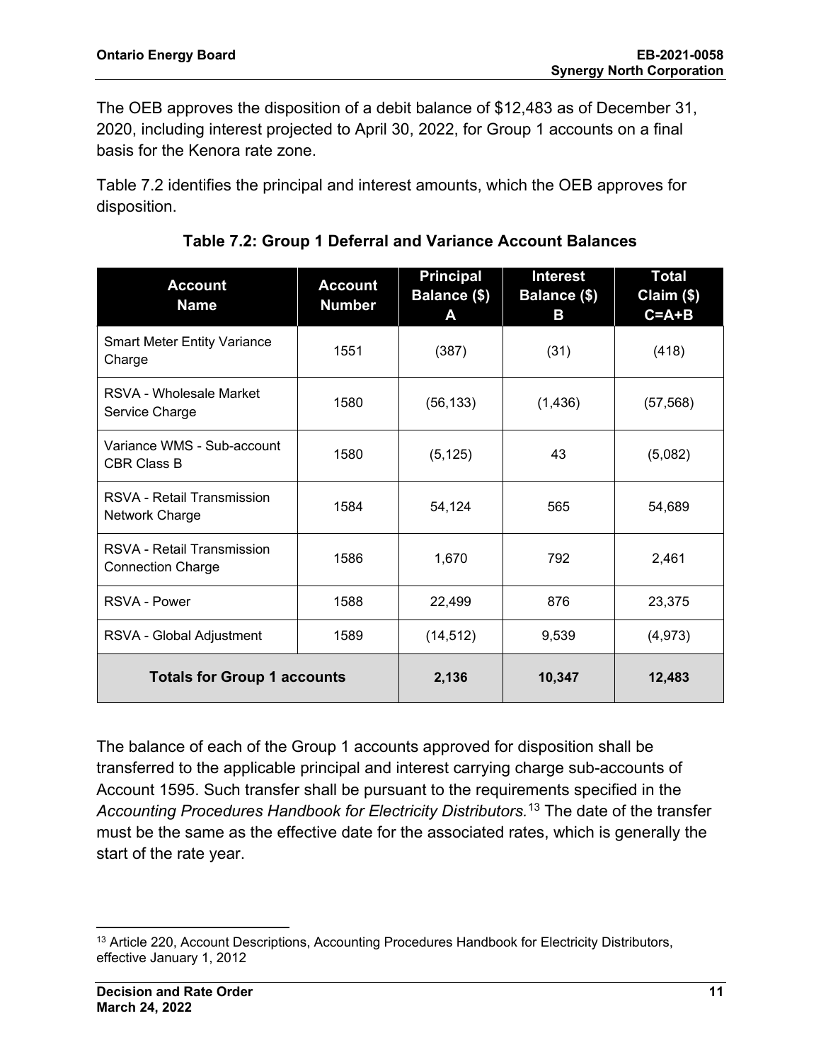The OEB approves the disposition of a debit balance of $12,483 as of December 31, 2020, including interest projected to April 30, 2022, for Group 1 accounts on a final basis for the Kenora rate zone.

Table 7.2 identifies the principal and interest amounts, which the OEB approves for disposition.

**Table 7.2: Group 1 Deferral and Variance Account Balances**

| Account Name | Account Number | Principal Balance ($) A | Interest Balance ($) B | Total Claim ($) C=A+B |
|---|---|---|---|---|
| Smart Meter Entity Variance Charge | 1551 | (387) | (31) | (418) |
| RSVA - Wholesale Market Service Charge | 1580 | (56,133) | (1,436) | (57,568) |
| Variance WMS - Sub-account CBR Class B | 1580 | (5,125) | 43 | (5,082) |
| RSVA - Retail Transmission Network Charge | 1584 | 54,124 | 565 | 54,689 |
| RSVA - Retail Transmission Connection Charge | 1586 | 1,670 | 792 | 2,461 |
| RSVA - Power | 1588 | 22,499 | 876 | 23,375 |
| RSVA - Global Adjustment | 1589 | (14,512) | 9,539 | (4,973) |
| **Totals for Group 1 accounts** | | **2,136** | **10,347** | **12,483** |

The balance of each of the Group 1 accounts approved for disposition shall be transferred to the applicable principal and interest carrying charge sub-accounts of Account 1595. Such transfer shall be pursuant to the requirements specified in the *Accounting Procedures Handbook for Electricity Distributors.*[13] The date of the transfer must be the same as the effective date for the associated rates, which is generally the start of the rate year.

[13] Article 220, Account Descriptions, Accounting Procedures Handbook for Electricity Distributors, effective January 1, 2012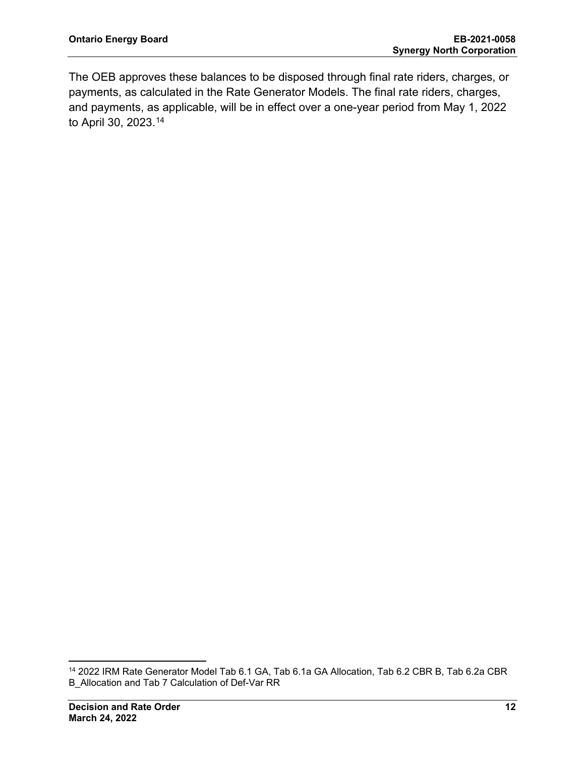The OEB approves these balances to be disposed through final rate riders, charges, or payments, as calculated in the Rate Generator Models. The final rate riders, charges, and payments, as applicable, will be in effect over a one-year period from May 1, 2022 to April 30, 2023.[14]

[14] 2022 IRM Rate Generator Model Tab 6.1 GA, Tab 6.1a GA Allocation, Tab 6.2 CBR B, Tab 6.2a CBR B_Allocation and Tab 7 Calculation of Def-Var RR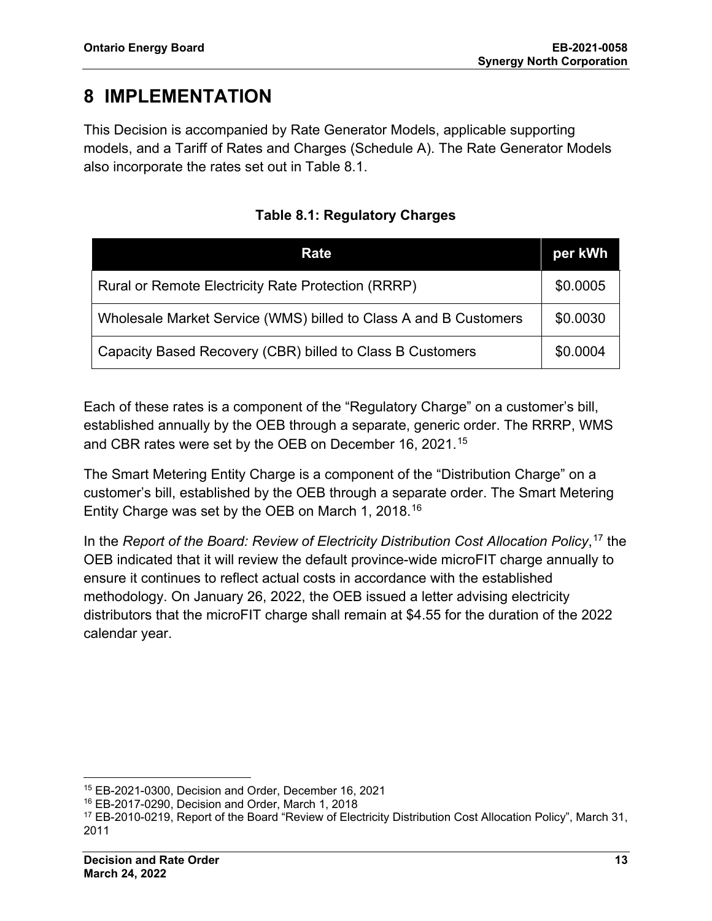# 8 IMPLEMENTATION

This Decision is accompanied by Rate Generator Models, applicable supporting models, and a Tariff of Rates and Charges (Schedule A). The Rate Generator Models also incorporate the rates set out in Table 8.1.

**Table 8.1: Regulatory Charges**

| Rate | per kWh |
| --- | --- |
| Rural or Remote Electricity Rate Protection (RRRP) | \$0.0005 |
| Wholesale Market Service (WMS) billed to Class A and B Customers | \$0.0030 |
| Capacity Based Recovery (CBR) billed to Class B Customers | \$0.0004 |

Each of these rates is a component of the "Regulatory Charge" on a customer's bill, established annually by the OEB through a separate, generic order. The RRRP, WMS and CBR rates were set by the OEB on December 16, 2021.[15]

The Smart Metering Entity Charge is a component of the "Distribution Charge" on a customer's bill, established by the OEB through a separate order. The Smart Metering Entity Charge was set by the OEB on March 1, 2018.[16]

In the *Report of the Board: Review of Electricity Distribution Cost Allocation Policy*,[17] the OEB indicated that it will review the default province-wide microFIT charge annually to ensure it continues to reflect actual costs in accordance with the established methodology. On January 26, 2022, the OEB issued a letter advising electricity distributors that the microFIT charge shall remain at \$4.55 for the duration of the 2022 calendar year.

---

[15] EB-2021-0300, Decision and Order, December 16, 2021

[16] EB-2017-0290, Decision and Order, March 1, 2018

[17] EB-2010-0219, Report of the Board "Review of Electricity Distribution Cost Allocation Policy", March 31, 2011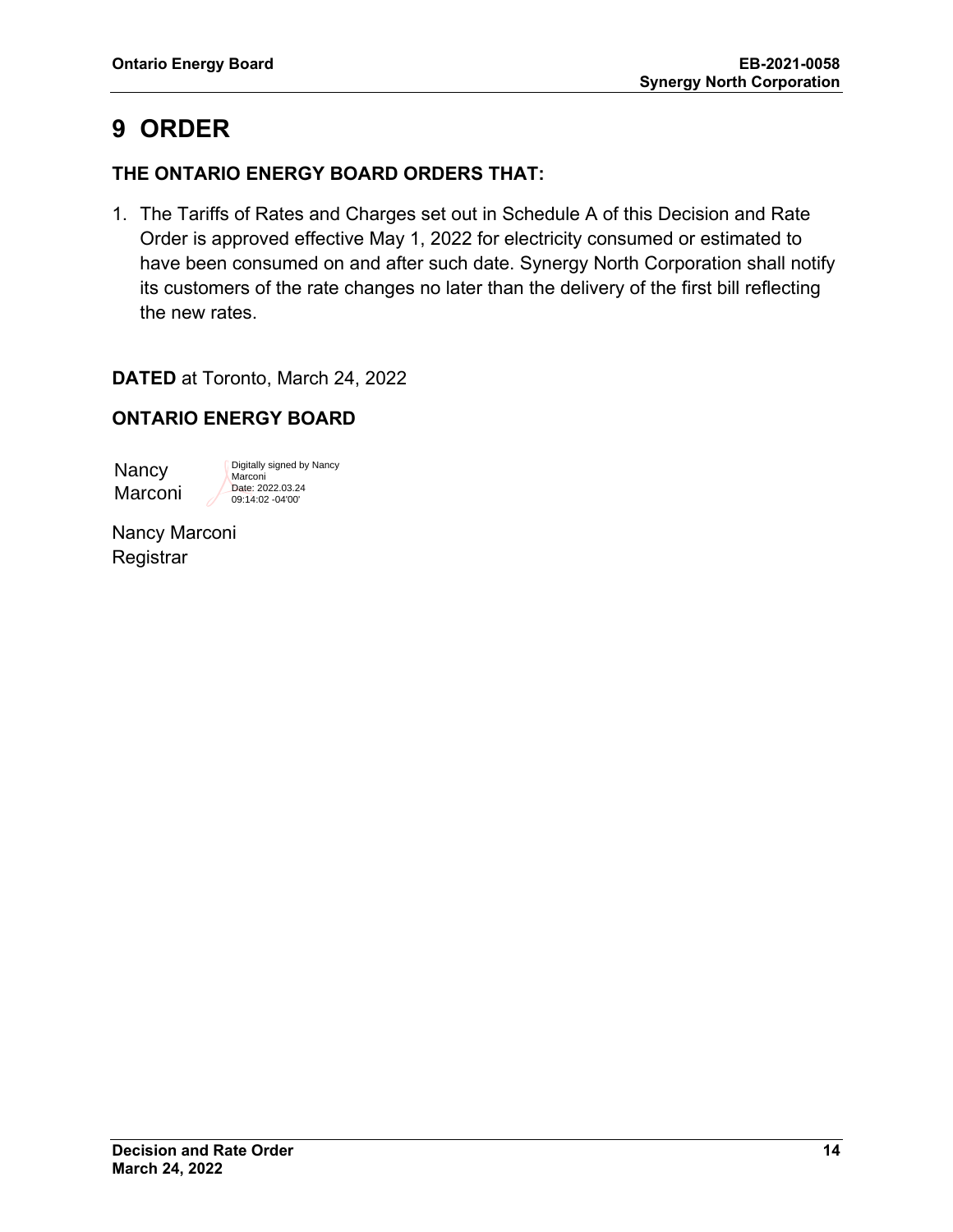# 9 ORDER

**THE ONTARIO ENERGY BOARD ORDERS THAT:**

1. The Tariffs of Rates and Charges set out in Schedule A of this Decision and Rate Order is approved effective May 1, 2022 for electricity consumed or estimated to have been consumed on and after such date. Synergy North Corporation shall notify its customers of the rate changes no later than the delivery of the first bill reflecting the new rates.

**DATED** at Toronto, March 24, 2022

**ONTARIO ENERGY BOARD**

Nancy Marconi

Digitally signed by Nancy Marconi
Date: 2022.03.24 09:14:02 -04'00'

Nancy Marconi
Registrar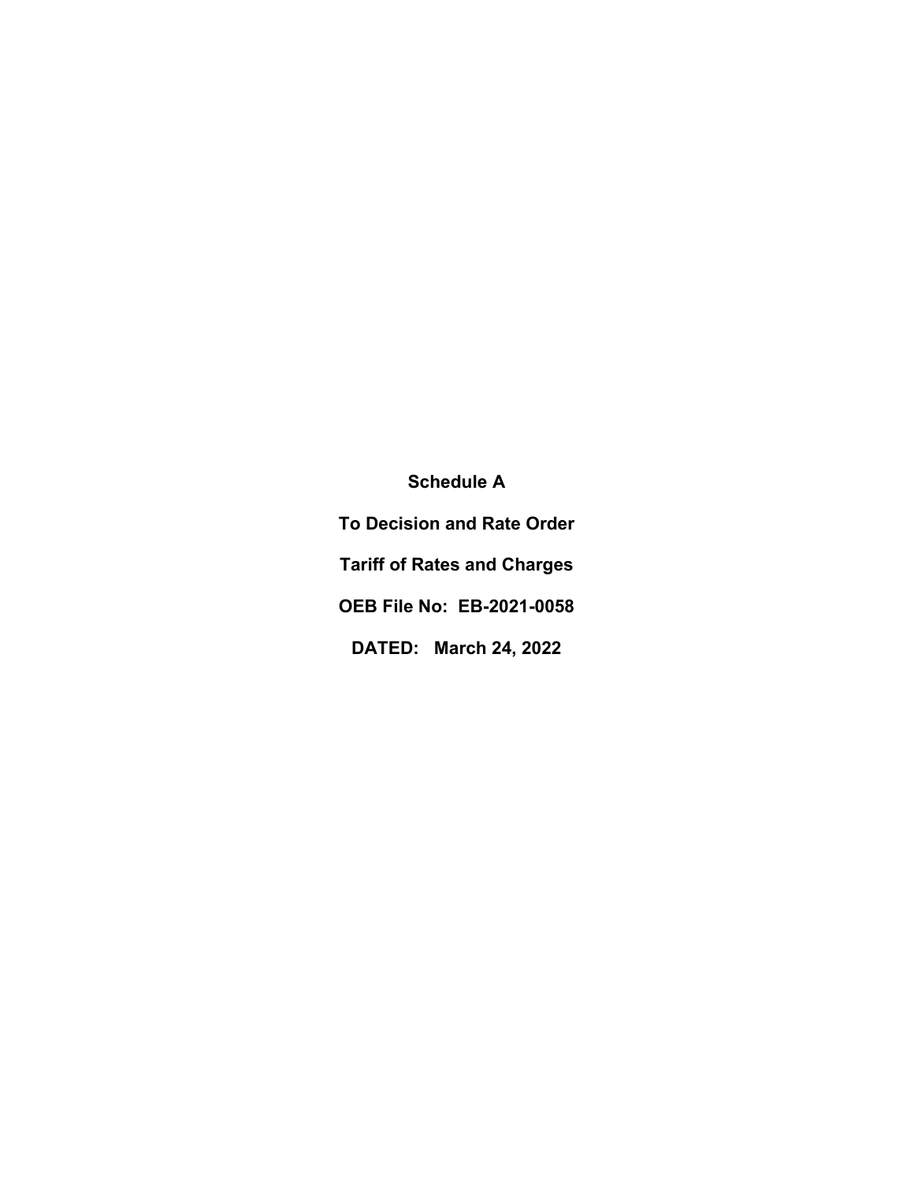**Schedule A**

**To Decision and Rate Order**

**Tariff of Rates and Charges**

**OEB File No: EB-2021-0058**

**DATED: March 24, 2022**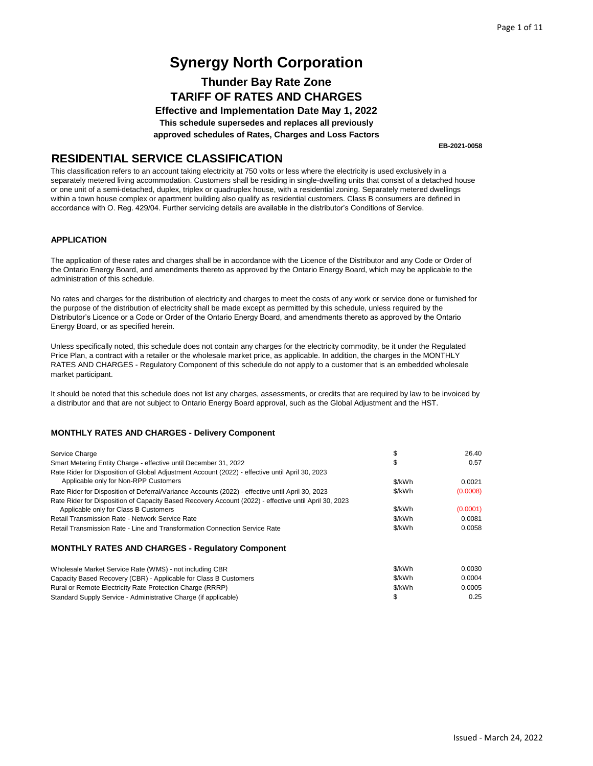# Synergy North Corporation

## Thunder Bay Rate Zone

## TARIFF OF RATES AND CHARGES

### Effective and Implementation Date May 1, 2022

**This schedule supersedes and replaces all previously approved schedules of Rates, Charges and Loss Factors**

**EB-2021-0058**

## RESIDENTIAL SERVICE CLASSIFICATION

This classification refers to an account taking electricity at 750 volts or less where the electricity is used exclusively in a separately metered living accommodation. Customers shall be residing in single-dwelling units that consist of a detached house or one unit of a semi-detached, duplex, triplex or quadruplex house, with a residential zoning. Separately metered dwellings within a town house complex or apartment building also qualify as residential customers. Class B consumers are defined in accordance with O. Reg. 429/04. Further servicing details are available in the distributor's Conditions of Service.

### APPLICATION

The application of these rates and charges shall be in accordance with the Licence of the Distributor and any Code or Order of the Ontario Energy Board, and amendments thereto as approved by the Ontario Energy Board, which may be applicable to the administration of this schedule.

No rates and charges for the distribution of electricity and charges to meet the costs of any work or service done or furnished for the purpose of the distribution of electricity shall be made except as permitted by this schedule, unless required by the Distributor's Licence or a Code or Order of the Ontario Energy Board, and amendments thereto as approved by the Ontario Energy Board, or as specified herein.

Unless specifically noted, this schedule does not contain any charges for the electricity commodity, be it under the Regulated Price Plan, a contract with a retailer or the wholesale market price, as applicable. In addition, the charges in the MONTHLY RATES AND CHARGES - Regulatory Component of this schedule do not apply to a customer that is an embedded wholesale market participant.

It should be noted that this schedule does not list any charges, assessments, or credits that are required by law to be invoiced by a distributor and that are not subject to Ontario Energy Board approval, such as the Global Adjustment and the HST.

### MONTHLY RATES AND CHARGES - Delivery Component

| | | |
|---|---|---|
| Service Charge | $ | 26.40 |
| Smart Metering Entity Charge - effective until December 31, 2022 | $ | 0.57 |
| Rate Rider for Disposition of Global Adjustment Account (2022) - effective until April 30, 2023 Applicable only for Non-RPP Customers | $/kWh | 0.0021 |
| Rate Rider for Disposition of Deferral/Variance Accounts (2022) - effective until April 30, 2023 | $/kWh | (0.0008) |
| Rate Rider for Disposition of Capacity Based Recovery Account (2022) - effective until April 30, 2023 Applicable only for Class B Customers | $/kWh | (0.0001) |
| Retail Transmission Rate - Network Service Rate | $/kWh | 0.0081 |
| Retail Transmission Rate - Line and Transformation Connection Service Rate | $/kWh | 0.0058 |

### MONTHLY RATES AND CHARGES - Regulatory Component

| | | |
|---|---|---|
| Wholesale Market Service Rate (WMS) - not including CBR | $/kWh | 0.0030 |
| Capacity Based Recovery (CBR) - Applicable for Class B Customers | $/kWh | 0.0004 |
| Rural or Remote Electricity Rate Protection Charge (RRRP) | $/kWh | 0.0005 |
| Standard Supply Service - Administrative Charge (if applicable) | $ | 0.25 |

Issued - March 24, 2022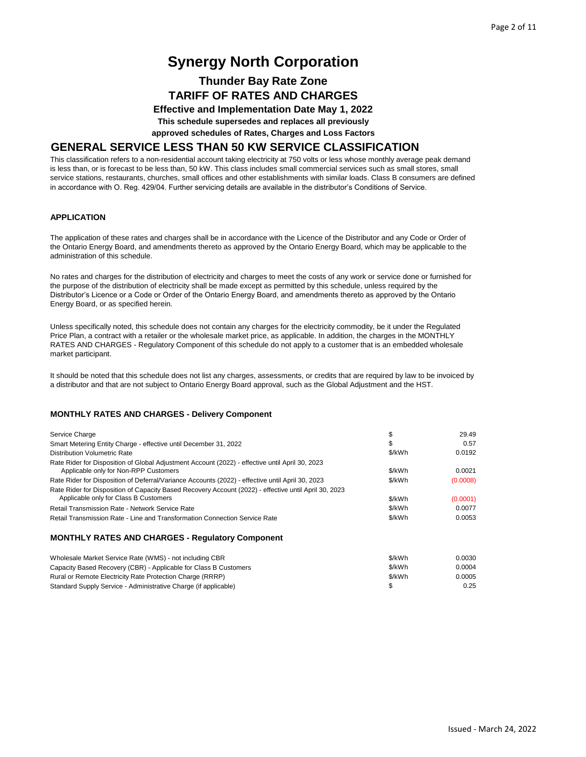# Synergy North Corporation

## Thunder Bay Rate Zone

## TARIFF OF RATES AND CHARGES

### Effective and Implementation Date May 1, 2022

**This schedule supersedes and replaces all previously**

**approved schedules of Rates, Charges and Loss Factors**

## GENERAL SERVICE LESS THAN 50 KW SERVICE CLASSIFICATION

This classification refers to a non-residential account taking electricity at 750 volts or less whose monthly average peak demand is less than, or is forecast to be less than, 50 kW. This class includes small commercial services such as small stores, small service stations, restaurants, churches, small offices and other establishments with similar loads. Class B consumers are defined in accordance with O. Reg. 429/04. Further servicing details are available in the distributor's Conditions of Service.

### APPLICATION

The application of these rates and charges shall be in accordance with the Licence of the Distributor and any Code or Order of the Ontario Energy Board, and amendments thereto as approved by the Ontario Energy Board, which may be applicable to the administration of this schedule.

No rates and charges for the distribution of electricity and charges to meet the costs of any work or service done or furnished for the purpose of the distribution of electricity shall be made except as permitted by this schedule, unless required by the Distributor's Licence or a Code or Order of the Ontario Energy Board, and amendments thereto as approved by the Ontario Energy Board, or as specified herein.

Unless specifically noted, this schedule does not contain any charges for the electricity commodity, be it under the Regulated Price Plan, a contract with a retailer or the wholesale market price, as applicable. In addition, the charges in the MONTHLY RATES AND CHARGES - Regulatory Component of this schedule do not apply to a customer that is an embedded wholesale market participant.

It should be noted that this schedule does not list any charges, assessments, or credits that are required by law to be invoiced by a distributor and that are not subject to Ontario Energy Board approval, such as the Global Adjustment and the HST.

### MONTHLY RATES AND CHARGES - Delivery Component

| | | |
|---|---|---|
| Service Charge | $ | 29.49 |
| Smart Metering Entity Charge - effective until December 31, 2022 | $ | 0.57 |
| Distribution Volumetric Rate | $/kWh | 0.0192 |
| Rate Rider for Disposition of Global Adjustment Account (2022) - effective until April 30, 2023 Applicable only for Non-RPP Customers | $/kWh | 0.0021 |
| Rate Rider for Disposition of Deferral/Variance Accounts (2022) - effective until April 30, 2023 | $/kWh | (0.0008) |
| Rate Rider for Disposition of Capacity Based Recovery Account (2022) - effective until April 30, 2023 Applicable only for Class B Customers | $/kWh | (0.0001) |
| Retail Transmission Rate - Network Service Rate | $/kWh | 0.0077 |
| Retail Transmission Rate - Line and Transformation Connection Service Rate | $/kWh | 0.0053 |

### MONTHLY RATES AND CHARGES - Regulatory Component

| | | |
|---|---|---|
| Wholesale Market Service Rate (WMS) - not including CBR | $/kWh | 0.0030 |
| Capacity Based Recovery (CBR) - Applicable for Class B Customers | $/kWh | 0.0004 |
| Rural or Remote Electricity Rate Protection Charge (RRRP) | $/kWh | 0.0005 |
| Standard Supply Service - Administrative Charge (if applicable) | $ | 0.25 |

Issued - March 24, 2022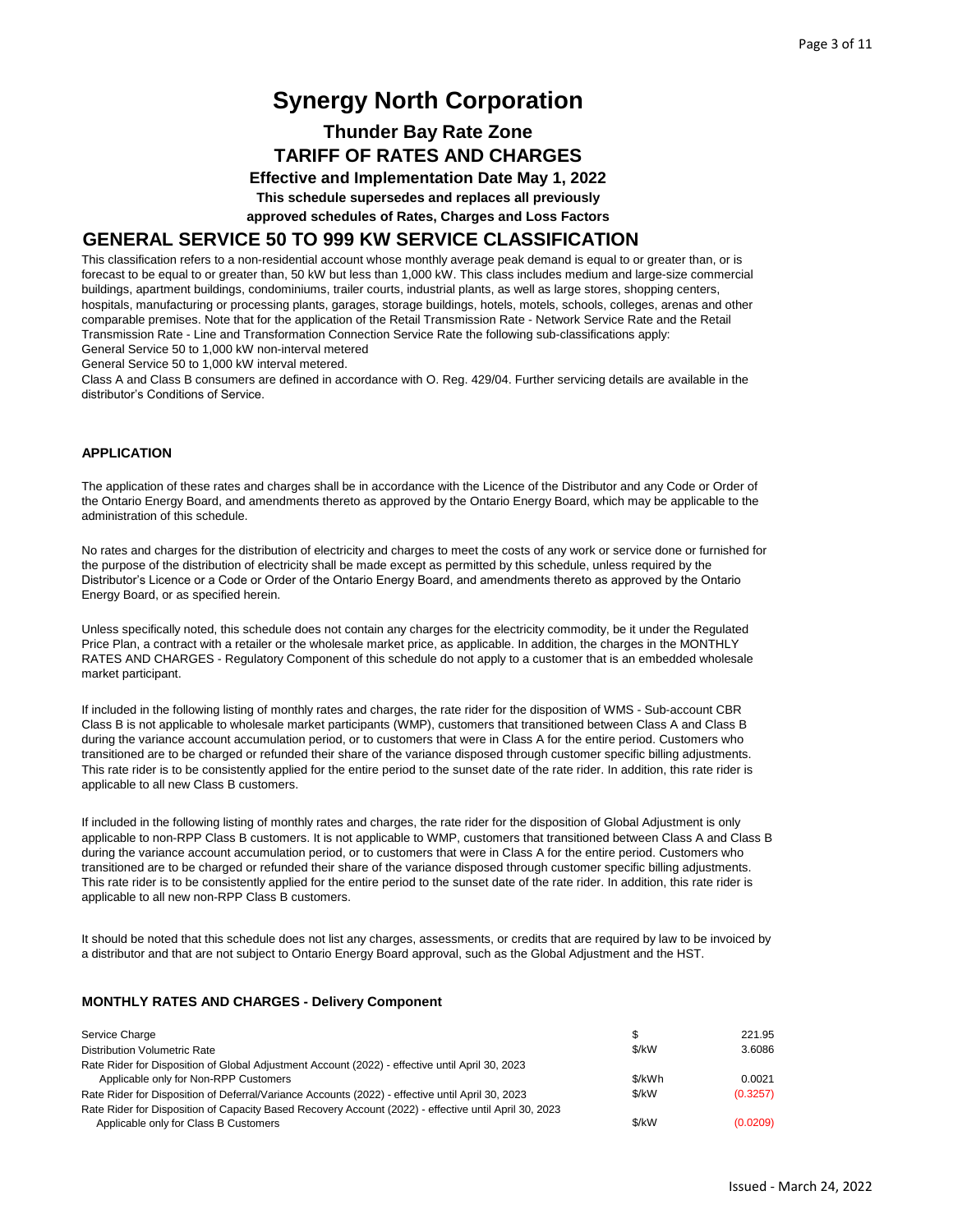# Synergy North Corporation

## Thunder Bay Rate Zone

## TARIFF OF RATES AND CHARGES

### Effective and Implementation Date May 1, 2022

**This schedule supersedes and replaces all previously approved schedules of Rates, Charges and Loss Factors**

## GENERAL SERVICE 50 TO 999 KW SERVICE CLASSIFICATION

This classification refers to a non-residential account whose monthly average peak demand is equal to or greater than, or is forecast to be equal to or greater than, 50 kW but less than 1,000 kW. This class includes medium and large-size commercial buildings, apartment buildings, condominiums, trailer courts, industrial plants, as well as large stores, shopping centers, hospitals, manufacturing or processing plants, garages, storage buildings, hotels, motels, schools, colleges, arenas and other comparable premises. Note that for the application of the Retail Transmission Rate - Network Service Rate and the Retail Transmission Rate - Line and Transformation Connection Service Rate the following sub-classifications apply:
General Service 50 to 1,000 kW non-interval metered
General Service 50 to 1,000 kW interval metered.
Class A and Class B consumers are defined in accordance with O. Reg. 429/04. Further servicing details are available in the distributor's Conditions of Service.

### APPLICATION

The application of these rates and charges shall be in accordance with the Licence of the Distributor and any Code or Order of the Ontario Energy Board, and amendments thereto as approved by the Ontario Energy Board, which may be applicable to the administration of this schedule.

No rates and charges for the distribution of electricity and charges to meet the costs of any work or service done or furnished for the purpose of the distribution of electricity shall be made except as permitted by this schedule, unless required by the Distributor's Licence or a Code or Order of the Ontario Energy Board, and amendments thereto as approved by the Ontario Energy Board, or as specified herein.

Unless specifically noted, this schedule does not contain any charges for the electricity commodity, be it under the Regulated Price Plan, a contract with a retailer or the wholesale market price, as applicable. In addition, the charges in the MONTHLY RATES AND CHARGES - Regulatory Component of this schedule do not apply to a customer that is an embedded wholesale market participant.

If included in the following listing of monthly rates and charges, the rate rider for the disposition of WMS - Sub-account CBR Class B is not applicable to wholesale market participants (WMP), customers that transitioned between Class A and Class B during the variance account accumulation period, or to customers that were in Class A for the entire period. Customers who transitioned are to be charged or refunded their share of the variance disposed through customer specific billing adjustments. This rate rider is to be consistently applied for the entire period to the sunset date of the rate rider. In addition, this rate rider is applicable to all new Class B customers.

If included in the following listing of monthly rates and charges, the rate rider for the disposition of Global Adjustment is only applicable to non-RPP Class B customers. It is not applicable to WMP, customers that transitioned between Class A and Class B during the variance account accumulation period, or to customers that were in Class A for the entire period. Customers who transitioned are to be charged or refunded their share of the variance disposed through customer specific billing adjustments. This rate rider is to be consistently applied for the entire period to the sunset date of the rate rider. In addition, this rate rider is applicable to all new non-RPP Class B customers.

It should be noted that this schedule does not list any charges, assessments, or credits that are required by law to be invoiced by a distributor and that are not subject to Ontario Energy Board approval, such as the Global Adjustment and the HST.

### MONTHLY RATES AND CHARGES - Delivery Component

| | | |
|---|---|---|
| Service Charge | $ | 221.95 |
| Distribution Volumetric Rate | $/kW | 3.6086 |
| Rate Rider for Disposition of Global Adjustment Account (2022) - effective until April 30, 2023<br>Applicable only for Non-RPP Customers | $/kWh | 0.0021 |
| Rate Rider for Disposition of Deferral/Variance Accounts (2022) - effective until April 30, 2023 | $/kW | (0.3257) |
| Rate Rider for Disposition of Capacity Based Recovery Account (2022) - effective until April 30, 2023<br>Applicable only for Class B Customers | $/kW | (0.0209) |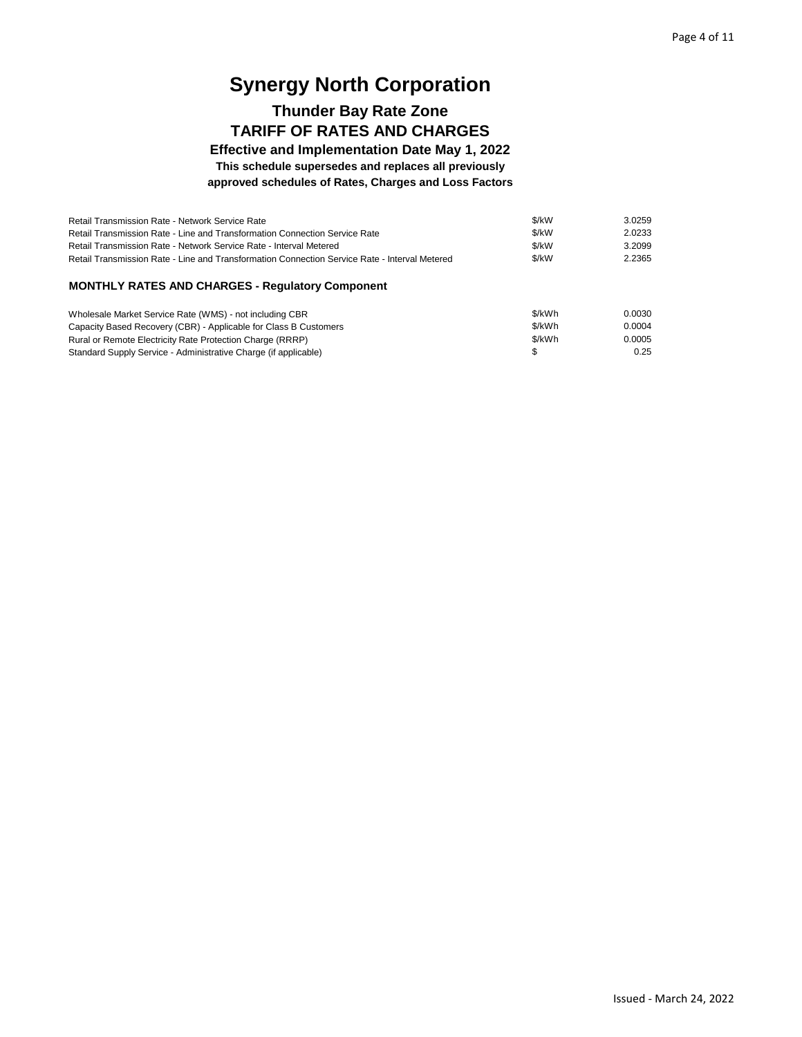# Synergy North Corporation

## Thunder Bay Rate Zone

## TARIFF OF RATES AND CHARGES

### Effective and Implementation Date May 1, 2022

**This schedule supersedes and replaces all previously approved schedules of Rates, Charges and Loss Factors**

| | | |
|---|---|---|
| Retail Transmission Rate - Network Service Rate | $/kW | 3.0259 |
| Retail Transmission Rate - Line and Transformation Connection Service Rate | $/kW | 2.0233 |
| Retail Transmission Rate - Network Service Rate - Interval Metered | $/kW | 3.2099 |
| Retail Transmission Rate - Line and Transformation Connection Service Rate - Interval Metered | $/kW | 2.2365 |

### MONTHLY RATES AND CHARGES - Regulatory Component

| | | |
|---|---|---|
| Wholesale Market Service Rate (WMS) - not including CBR | $/kWh | 0.0030 |
| Capacity Based Recovery (CBR) - Applicable for Class B Customers | $/kWh | 0.0004 |
| Rural or Remote Electricity Rate Protection Charge (RRRP) | $/kWh | 0.0005 |
| Standard Supply Service - Administrative Charge (if applicable) | $ | 0.25 |

Issued - March 24, 2022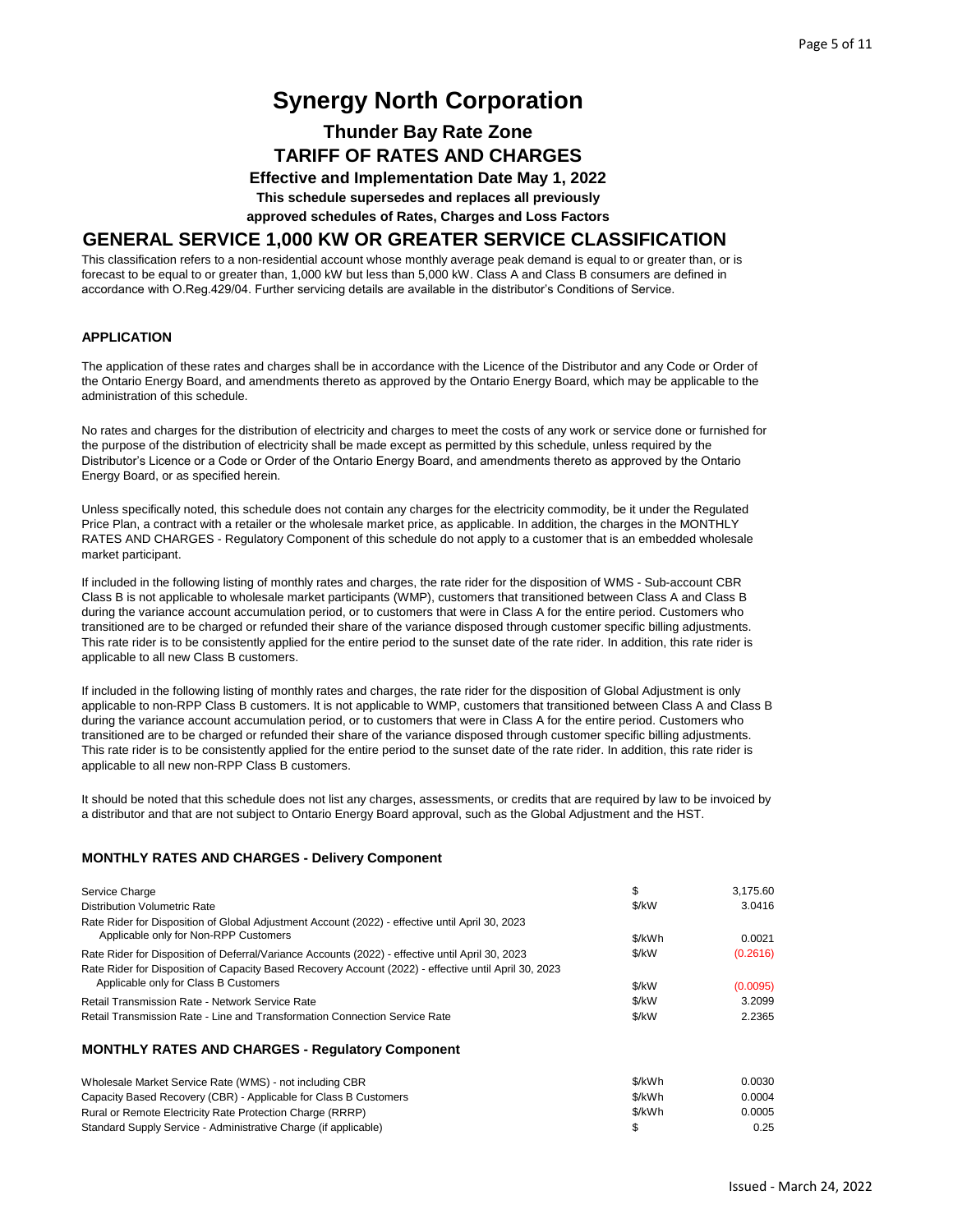# Synergy North Corporation

## Thunder Bay Rate Zone

## TARIFF OF RATES AND CHARGES

**Effective and Implementation Date May 1, 2022**

**This schedule supersedes and replaces all previously approved schedules of Rates, Charges and Loss Factors**

## GENERAL SERVICE 1,000 KW OR GREATER SERVICE CLASSIFICATION

This classification refers to a non-residential account whose monthly average peak demand is equal to or greater than, or is forecast to be equal to or greater than, 1,000 kW but less than 5,000 kW. Class A and Class B consumers are defined in accordance with O.Reg.429/04. Further servicing details are available in the distributor's Conditions of Service.

### APPLICATION

The application of these rates and charges shall be in accordance with the Licence of the Distributor and any Code or Order of the Ontario Energy Board, and amendments thereto as approved by the Ontario Energy Board, which may be applicable to the administration of this schedule.

No rates and charges for the distribution of electricity and charges to meet the costs of any work or service done or furnished for the purpose of the distribution of electricity shall be made except as permitted by this schedule, unless required by the Distributor's Licence or a Code or Order of the Ontario Energy Board, and amendments thereto as approved by the Ontario Energy Board, or as specified herein.

Unless specifically noted, this schedule does not contain any charges for the electricity commodity, be it under the Regulated Price Plan, a contract with a retailer or the wholesale market price, as applicable. In addition, the charges in the MONTHLY RATES AND CHARGES - Regulatory Component of this schedule do not apply to a customer that is an embedded wholesale market participant.

If included in the following listing of monthly rates and charges, the rate rider for the disposition of WMS - Sub-account CBR Class B is not applicable to wholesale market participants (WMP), customers that transitioned between Class A and Class B during the variance account accumulation period, or to customers that were in Class A for the entire period. Customers who transitioned are to be charged or refunded their share of the variance disposed through customer specific billing adjustments. This rate rider is to be consistently applied for the entire period to the sunset date of the rate rider. In addition, this rate rider is applicable to all new Class B customers.

If included in the following listing of monthly rates and charges, the rate rider for the disposition of Global Adjustment is only applicable to non-RPP Class B customers. It is not applicable to WMP, customers that transitioned between Class A and Class B during the variance account accumulation period, or to customers that were in Class A for the entire period. Customers who transitioned are to be charged or refunded their share of the variance disposed through customer specific billing adjustments. This rate rider is to be consistently applied for the entire period to the sunset date of the rate rider. In addition, this rate rider is applicable to all new non-RPP Class B customers.

It should be noted that this schedule does not list any charges, assessments, or credits that are required by law to be invoiced by a distributor and that are not subject to Ontario Energy Board approval, such as the Global Adjustment and the HST.

### MONTHLY RATES AND CHARGES - Delivery Component

| | | |
|---|---|---|
| Service Charge | $ | 3,175.60 |
| Distribution Volumetric Rate | $/kW | 3.0416 |
| Rate Rider for Disposition of Global Adjustment Account (2022) - effective until April 30, 2023 Applicable only for Non-RPP Customers | $/kWh | 0.0021 |
| Rate Rider for Disposition of Deferral/Variance Accounts (2022) - effective until April 30, 2023 | $/kW | (0.2616) |
| Rate Rider for Disposition of Capacity Based Recovery Account (2022) - effective until April 30, 2023 Applicable only for Class B Customers | $/kW | (0.0095) |
| Retail Transmission Rate - Network Service Rate | $/kW | 3.2099 |
| Retail Transmission Rate - Line and Transformation Connection Service Rate | $/kW | 2.2365 |

### MONTHLY RATES AND CHARGES - Regulatory Component

| | | |
|---|---|---|
| Wholesale Market Service Rate (WMS) - not including CBR | $/kWh | 0.0030 |
| Capacity Based Recovery (CBR) - Applicable for Class B Customers | $/kWh | 0.0004 |
| Rural or Remote Electricity Rate Protection Charge (RRRP) | $/kWh | 0.0005 |
| Standard Supply Service - Administrative Charge (if applicable) | $ | 0.25 |

Issued - March 24, 2022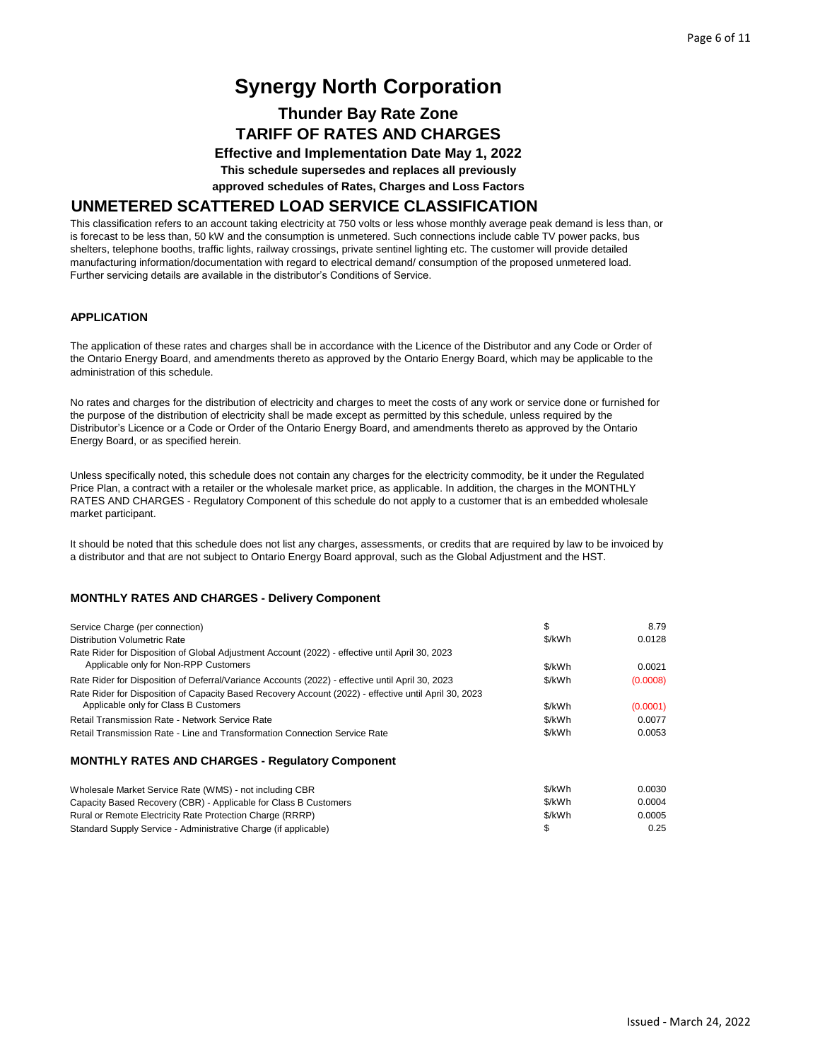# Synergy North Corporation

## Thunder Bay Rate Zone

## TARIFF OF RATES AND CHARGES

### Effective and Implementation Date May 1, 2022

**This schedule supersedes and replaces all previously approved schedules of Rates, Charges and Loss Factors**

## UNMETERED SCATTERED LOAD SERVICE CLASSIFICATION

This classification refers to an account taking electricity at 750 volts or less whose monthly average peak demand is less than, or is forecast to be less than, 50 kW and the consumption is unmetered. Such connections include cable TV power packs, bus shelters, telephone booths, traffic lights, railway crossings, private sentinel lighting etc. The customer will provide detailed manufacturing information/documentation with regard to electrical demand/ consumption of the proposed unmetered load. Further servicing details are available in the distributor's Conditions of Service.

### APPLICATION

The application of these rates and charges shall be in accordance with the Licence of the Distributor and any Code or Order of the Ontario Energy Board, and amendments thereto as approved by the Ontario Energy Board, which may be applicable to the administration of this schedule.

No rates and charges for the distribution of electricity and charges to meet the costs of any work or service done or furnished for the purpose of the distribution of electricity shall be made except as permitted by this schedule, unless required by the Distributor's Licence or a Code or Order of the Ontario Energy Board, and amendments thereto as approved by the Ontario Energy Board, or as specified herein.

Unless specifically noted, this schedule does not contain any charges for the electricity commodity, be it under the Regulated Price Plan, a contract with a retailer or the wholesale market price, as applicable. In addition, the charges in the MONTHLY RATES AND CHARGES - Regulatory Component of this schedule do not apply to a customer that is an embedded wholesale market participant.

It should be noted that this schedule does not list any charges, assessments, or credits that are required by law to be invoiced by a distributor and that are not subject to Ontario Energy Board approval, such as the Global Adjustment and the HST.

### MONTHLY RATES AND CHARGES - Delivery Component

| | | |
|---|---|---|
| Service Charge (per connection) | $ | 8.79 |
| Distribution Volumetric Rate | $/kWh | 0.0128 |
| Rate Rider for Disposition of Global Adjustment Account (2022) - effective until April 30, 2023 Applicable only for Non-RPP Customers | $/kWh | 0.0021 |
| Rate Rider for Disposition of Deferral/Variance Accounts (2022) - effective until April 30, 2023 | $/kWh | (0.0008) |
| Rate Rider for Disposition of Capacity Based Recovery Account (2022) - effective until April 30, 2023 Applicable only for Class B Customers | $/kWh | (0.0001) |
| Retail Transmission Rate - Network Service Rate | $/kWh | 0.0077 |
| Retail Transmission Rate - Line and Transformation Connection Service Rate | $/kWh | 0.0053 |

### MONTHLY RATES AND CHARGES - Regulatory Component

| | | |
|---|---|---|
| Wholesale Market Service Rate (WMS) - not including CBR | $/kWh | 0.0030 |
| Capacity Based Recovery (CBR) - Applicable for Class B Customers | $/kWh | 0.0004 |
| Rural or Remote Electricity Rate Protection Charge (RRRP) | $/kWh | 0.0005 |
| Standard Supply Service - Administrative Charge (if applicable) | $ | 0.25 |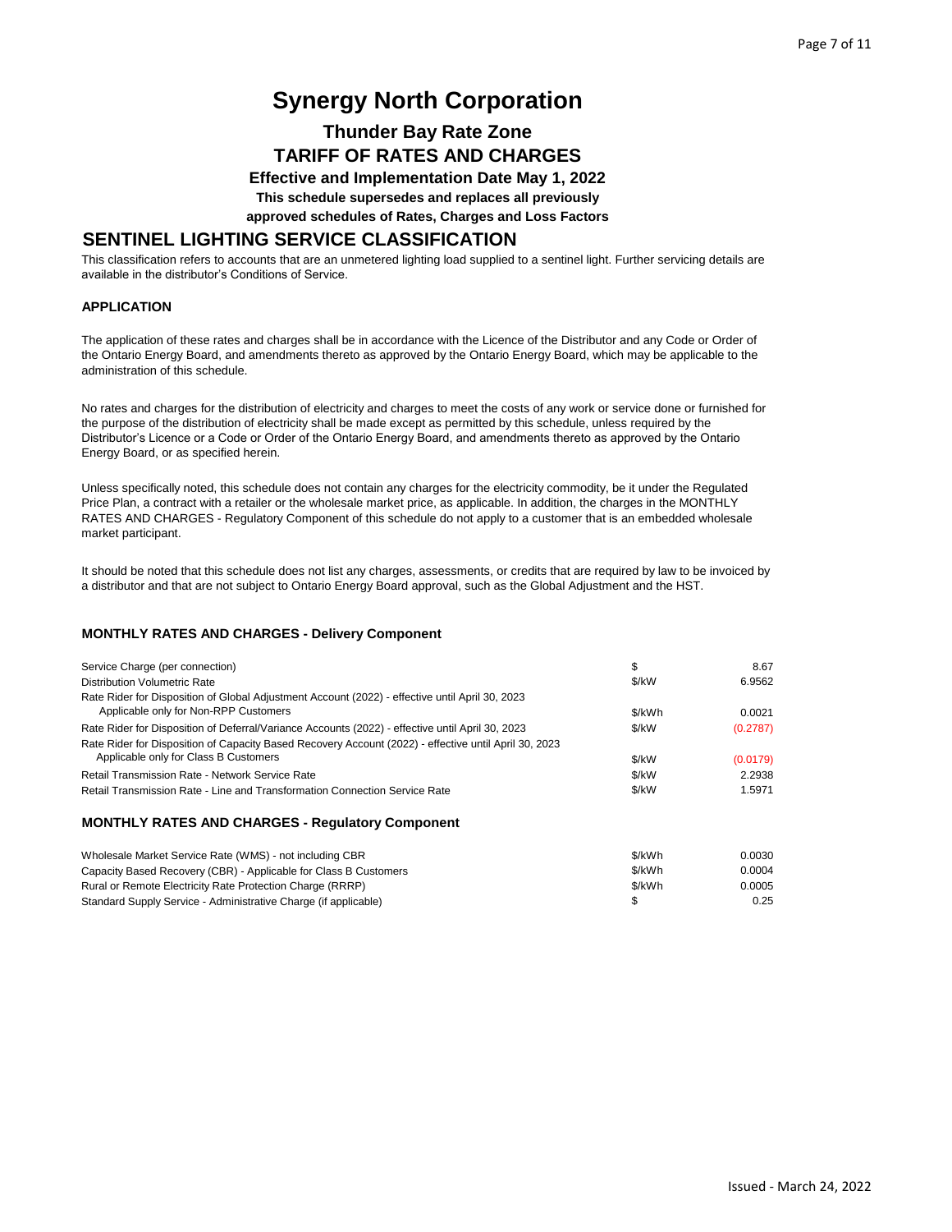# Synergy North Corporation

## Thunder Bay Rate Zone

## TARIFF OF RATES AND CHARGES

**Effective and Implementation Date May 1, 2022**

**This schedule supersedes and replaces all previously approved schedules of Rates, Charges and Loss Factors**

## SENTINEL LIGHTING SERVICE CLASSIFICATION

This classification refers to accounts that are an unmetered lighting load supplied to a sentinel light. Further servicing details are available in the distributor's Conditions of Service.

### APPLICATION

The application of these rates and charges shall be in accordance with the Licence of the Distributor and any Code or Order of the Ontario Energy Board, and amendments thereto as approved by the Ontario Energy Board, which may be applicable to the administration of this schedule.

No rates and charges for the distribution of electricity and charges to meet the costs of any work or service done or furnished for the purpose of the distribution of electricity shall be made except as permitted by this schedule, unless required by the Distributor's Licence or a Code or Order of the Ontario Energy Board, and amendments thereto as approved by the Ontario Energy Board, or as specified herein.

Unless specifically noted, this schedule does not contain any charges for the electricity commodity, be it under the Regulated Price Plan, a contract with a retailer or the wholesale market price, as applicable. In addition, the charges in the MONTHLY RATES AND CHARGES - Regulatory Component of this schedule do not apply to a customer that is an embedded wholesale market participant.

It should be noted that this schedule does not list any charges, assessments, or credits that are required by law to be invoiced by a distributor and that are not subject to Ontario Energy Board approval, such as the Global Adjustment and the HST.

### MONTHLY RATES AND CHARGES - Delivery Component

| Item | Unit | Rate |
|---|---|---|
| Service Charge (per connection) | $ | 8.67 |
| Distribution Volumetric Rate | $/kW | 6.9562 |
| Rate Rider for Disposition of Global Adjustment Account (2022) - effective until April 30, 2023 Applicable only for Non-RPP Customers | $/kWh | 0.0021 |
| Rate Rider for Disposition of Deferral/Variance Accounts (2022) - effective until April 30, 2023 | $/kW | (0.2787) |
| Rate Rider for Disposition of Capacity Based Recovery Account (2022) - effective until April 30, 2023 Applicable only for Class B Customers | $/kW | (0.0179) |
| Retail Transmission Rate - Network Service Rate | $/kW | 2.2938 |
| Retail Transmission Rate - Line and Transformation Connection Service Rate | $/kW | 1.5971 |

### MONTHLY RATES AND CHARGES - Regulatory Component

| Item | Unit | Rate |
|---|---|---|
| Wholesale Market Service Rate (WMS) - not including CBR | $/kWh | 0.0030 |
| Capacity Based Recovery (CBR) - Applicable for Class B Customers | $/kWh | 0.0004 |
| Rural or Remote Electricity Rate Protection Charge (RRRP) | $/kWh | 0.0005 |
| Standard Supply Service - Administrative Charge (if applicable) | $ | 0.25 |

Issued - March 24, 2022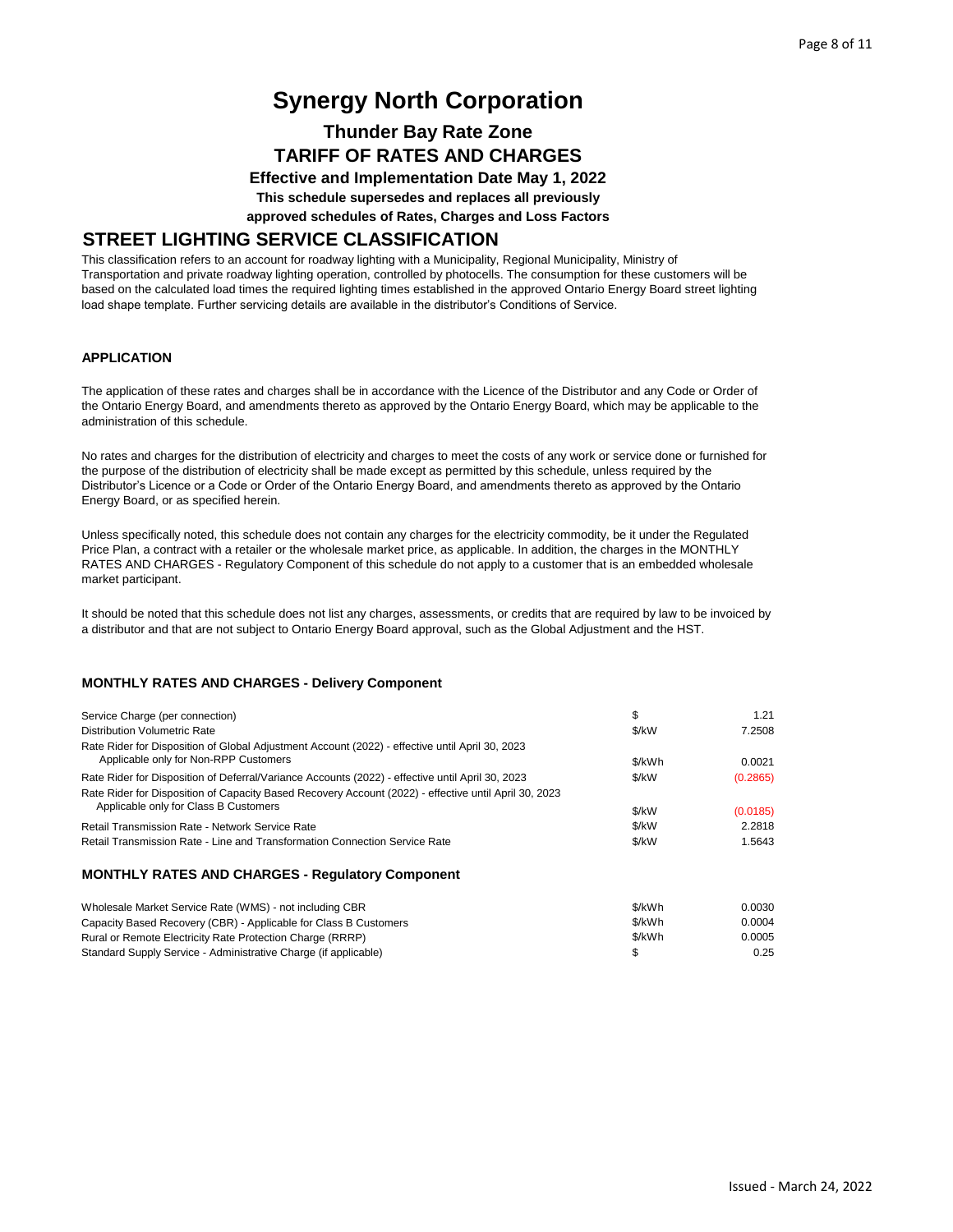# Synergy North Corporation

## Thunder Bay Rate Zone

## TARIFF OF RATES AND CHARGES

### Effective and Implementation Date May 1, 2022

**This schedule supersedes and replaces all previously approved schedules of Rates, Charges and Loss Factors**

## STREET LIGHTING SERVICE CLASSIFICATION

This classification refers to an account for roadway lighting with a Municipality, Regional Municipality, Ministry of Transportation and private roadway lighting operation, controlled by photocells. The consumption for these customers will be based on the calculated load times the required lighting times established in the approved Ontario Energy Board street lighting load shape template. Further servicing details are available in the distributor's Conditions of Service.

### APPLICATION

The application of these rates and charges shall be in accordance with the Licence of the Distributor and any Code or Order of the Ontario Energy Board, and amendments thereto as approved by the Ontario Energy Board, which may be applicable to the administration of this schedule.

No rates and charges for the distribution of electricity and charges to meet the costs of any work or service done or furnished for the purpose of the distribution of electricity shall be made except as permitted by this schedule, unless required by the Distributor's Licence or a Code or Order of the Ontario Energy Board, and amendments thereto as approved by the Ontario Energy Board, or as specified herein.

Unless specifically noted, this schedule does not contain any charges for the electricity commodity, be it under the Regulated Price Plan, a contract with a retailer or the wholesale market price, as applicable. In addition, the charges in the MONTHLY RATES AND CHARGES - Regulatory Component of this schedule do not apply to a customer that is an embedded wholesale market participant.

It should be noted that this schedule does not list any charges, assessments, or credits that are required by law to be invoiced by a distributor and that are not subject to Ontario Energy Board approval, such as the Global Adjustment and the HST.

### MONTHLY RATES AND CHARGES - Delivery Component

| Description | Unit | Rate |
|---|---|---|
| Service Charge (per connection) | $ | 1.21 |
| Distribution Volumetric Rate | $/kW | 7.2508 |
| Rate Rider for Disposition of Global Adjustment Account (2022) - effective until April 30, 2023 Applicable only for Non-RPP Customers | $/kWh | 0.0021 |
| Rate Rider for Disposition of Deferral/Variance Accounts (2022) - effective until April 30, 2023 | $/kW | (0.2865) |
| Rate Rider for Disposition of Capacity Based Recovery Account (2022) - effective until April 30, 2023 Applicable only for Class B Customers | $/kW | (0.0185) |
| Retail Transmission Rate - Network Service Rate | $/kW | 2.2818 |
| Retail Transmission Rate - Line and Transformation Connection Service Rate | $/kW | 1.5643 |

### MONTHLY RATES AND CHARGES - Regulatory Component

| Description | Unit | Rate |
|---|---|---|
| Wholesale Market Service Rate (WMS) - not including CBR | $/kWh | 0.0030 |
| Capacity Based Recovery (CBR) - Applicable for Class B Customers | $/kWh | 0.0004 |
| Rural or Remote Electricity Rate Protection Charge (RRRP) | $/kWh | 0.0005 |
| Standard Supply Service - Administrative Charge (if applicable) | $ | 0.25 |

Issued - March 24, 2022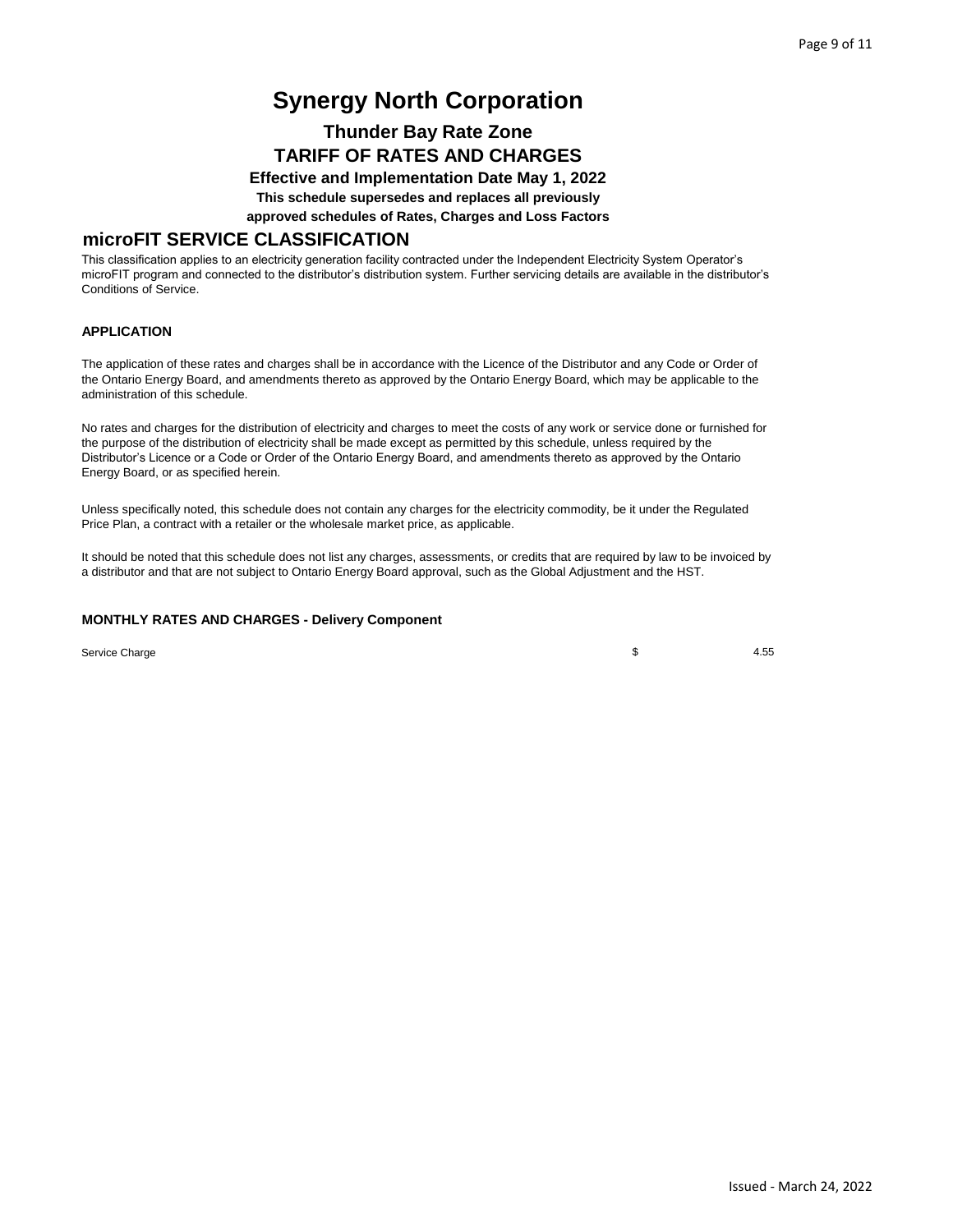# Synergy North Corporation

## Thunder Bay Rate Zone

## TARIFF OF RATES AND CHARGES

**Effective and Implementation Date May 1, 2022**

**This schedule supersedes and replaces all previously approved schedules of Rates, Charges and Loss Factors**

## microFIT SERVICE CLASSIFICATION

This classification applies to an electricity generation facility contracted under the Independent Electricity System Operator's microFIT program and connected to the distributor's distribution system. Further servicing details are available in the distributor's Conditions of Service.

### APPLICATION

The application of these rates and charges shall be in accordance with the Licence of the Distributor and any Code or Order of the Ontario Energy Board, and amendments thereto as approved by the Ontario Energy Board, which may be applicable to the administration of this schedule.

No rates and charges for the distribution of electricity and charges to meet the costs of any work or service done or furnished for the purpose of the distribution of electricity shall be made except as permitted by this schedule, unless required by the Distributor's Licence or a Code or Order of the Ontario Energy Board, and amendments thereto as approved by the Ontario Energy Board, or as specified herein.

Unless specifically noted, this schedule does not contain any charges for the electricity commodity, be it under the Regulated Price Plan, a contract with a retailer or the wholesale market price, as applicable.

It should be noted that this schedule does not list any charges, assessments, or credits that are required by law to be invoiced by a distributor and that are not subject to Ontario Energy Board approval, such as the Global Adjustment and the HST.

### MONTHLY RATES AND CHARGES - Delivery Component

| | | |
|---|---|---|
| Service Charge | $ | 4.55 |

Issued - March 24, 2022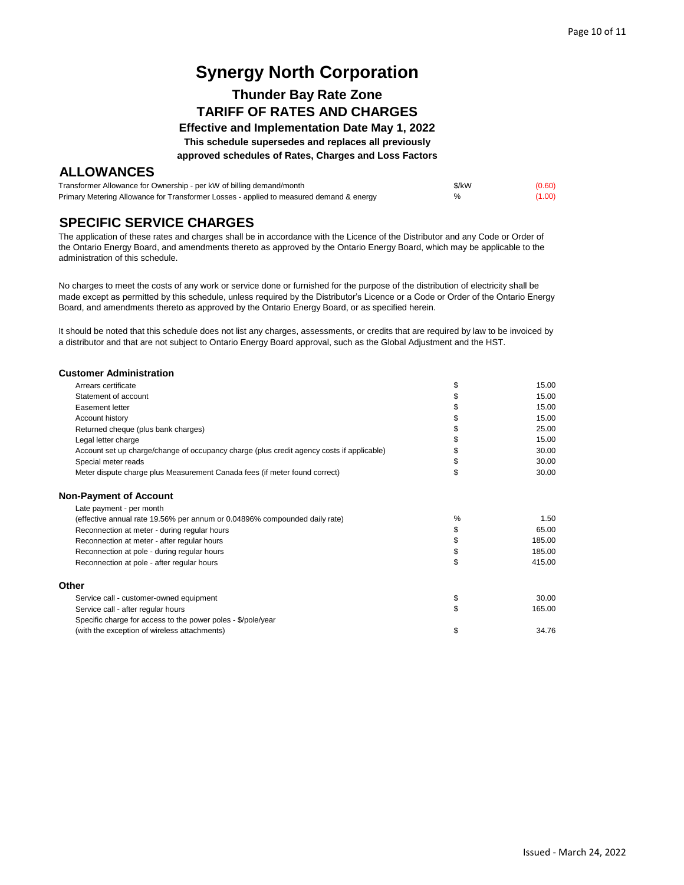# Synergy North Corporation

## Thunder Bay Rate Zone

## TARIFF OF RATES AND CHARGES

### Effective and Implementation Date May 1, 2022

**This schedule supersedes and replaces all previously approved schedules of Rates, Charges and Loss Factors**

## ALLOWANCES

| | | |
|---|---|---|
| Transformer Allowance for Ownership - per kW of billing demand/month | $/kW | (0.60) |
| Primary Metering Allowance for Transformer Losses - applied to measured demand & energy | % | (1.00) |

## SPECIFIC SERVICE CHARGES

The application of these rates and charges shall be in accordance with the Licence of the Distributor and any Code or Order of the Ontario Energy Board, and amendments thereto as approved by the Ontario Energy Board, which may be applicable to the administration of this schedule.

No charges to meet the costs of any work or service done or furnished for the purpose of the distribution of electricity shall be made except as permitted by this schedule, unless required by the Distributor's Licence or a Code or Order of the Ontario Energy Board, and amendments thereto as approved by the Ontario Energy Board, or as specified herein.

It should be noted that this schedule does not list any charges, assessments, or credits that are required by law to be invoiced by a distributor and that are not subject to Ontario Energy Board approval, such as the Global Adjustment and the HST.

### Customer Administration

| | | |
|---|---|---|
| Arrears certificate | $ | 15.00 |
| Statement of account | $ | 15.00 |
| Easement letter | $ | 15.00 |
| Account history | $ | 15.00 |
| Returned cheque (plus bank charges) | $ | 25.00 |
| Legal letter charge | $ | 15.00 |
| Account set up charge/change of occupancy charge (plus credit agency costs if applicable) | $ | 30.00 |
| Special meter reads | $ | 30.00 |
| Meter dispute charge plus Measurement Canada fees (if meter found correct) | $ | 30.00 |

### Non-Payment of Account

| | | |
|---|---|---|
| Late payment - per month (effective annual rate 19.56% per annum or 0.04896% compounded daily rate) | % | 1.50 |
| Reconnection at meter - during regular hours | $ | 65.00 |
| Reconnection at meter - after regular hours | $ | 185.00 |
| Reconnection at pole - during regular hours | $ | 185.00 |
| Reconnection at pole - after regular hours | $ | 415.00 |

### Other

| | | |
|---|---|---|
| Service call - customer-owned equipment | $ | 30.00 |
| Service call - after regular hours | $ | 165.00 |
| Specific charge for access to the power poles - $/pole/year (with the exception of wireless attachments) | $ | 34.76 |

Issued - March 24, 2022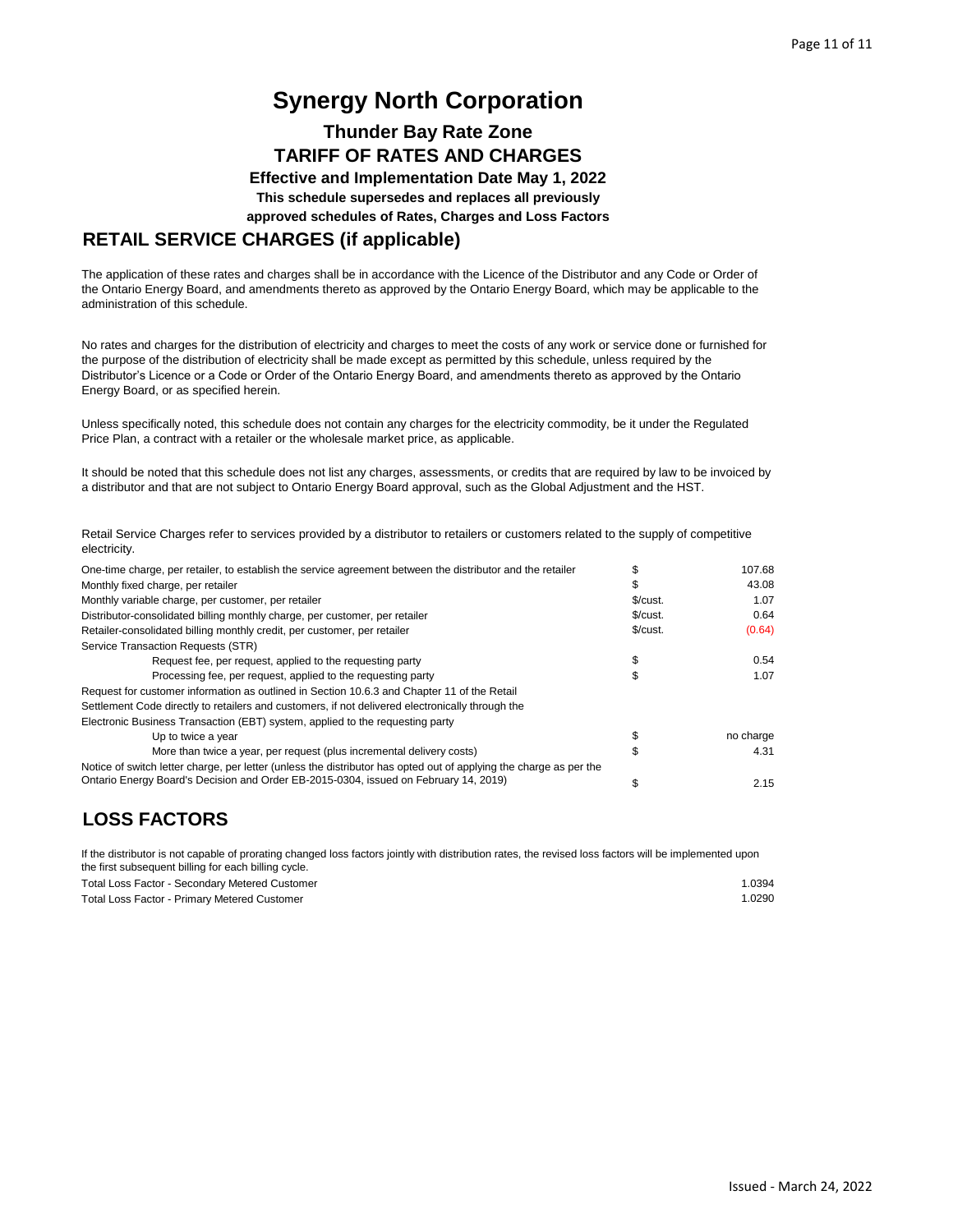# Synergy North Corporation

## Thunder Bay Rate Zone

## TARIFF OF RATES AND CHARGES

**Effective and Implementation Date May 1, 2022**

**This schedule supersedes and replaces all previously approved schedules of Rates, Charges and Loss Factors**

## RETAIL SERVICE CHARGES (if applicable)

The application of these rates and charges shall be in accordance with the Licence of the Distributor and any Code or Order of the Ontario Energy Board, and amendments thereto as approved by the Ontario Energy Board, which may be applicable to the administration of this schedule.

No rates and charges for the distribution of electricity and charges to meet the costs of any work or service done or furnished for the purpose of the distribution of electricity shall be made except as permitted by this schedule, unless required by the Distributor's Licence or a Code or Order of the Ontario Energy Board, and amendments thereto as approved by the Ontario Energy Board, or as specified herein.

Unless specifically noted, this schedule does not contain any charges for the electricity commodity, be it under the Regulated Price Plan, a contract with a retailer or the wholesale market price, as applicable.

It should be noted that this schedule does not list any charges, assessments, or credits that are required by law to be invoiced by a distributor and that are not subject to Ontario Energy Board approval, such as the Global Adjustment and the HST.

Retail Service Charges refer to services provided by a distributor to retailers or customers related to the supply of competitive electricity.

| Description | Unit | Amount |
|---|---|---|
| One-time charge, per retailer, to establish the service agreement between the distributor and the retailer | $ | 107.68 |
| Monthly fixed charge, per retailer | $ | 43.08 |
| Monthly variable charge, per customer, per retailer | $/cust. | 1.07 |
| Distributor-consolidated billing monthly charge, per customer, per retailer | $/cust. | 0.64 |
| Retailer-consolidated billing monthly credit, per customer, per retailer | $/cust. | (0.64) |
| Service Transaction Requests (STR) | | |
| Request fee, per request, applied to the requesting party | $ | 0.54 |
| Processing fee, per request, applied to the requesting party | $ | 1.07 |
| Request for customer information as outlined in Section 10.6.3 and Chapter 11 of the Retail Settlement Code directly to retailers and customers, if not delivered electronically through the Electronic Business Transaction (EBT) system, applied to the requesting party | | |
| Up to twice a year | $ | no charge |
| More than twice a year, per request (plus incremental delivery costs) | $ | 4.31 |
| Notice of switch letter charge, per letter (unless the distributor has opted out of applying the charge as per the Ontario Energy Board's Decision and Order EB-2015-0304, issued on February 14, 2019) | $ | 2.15 |

## LOSS FACTORS

If the distributor is not capable of prorating changed loss factors jointly with distribution rates, the revised loss factors will be implemented upon the first subsequent billing for each billing cycle.

| Description | Factor |
|---|---|
| Total Loss Factor - Secondary Metered Customer | 1.0394 |
| Total Loss Factor - Primary Metered Customer | 1.0290 |

Issued - March 24, 2022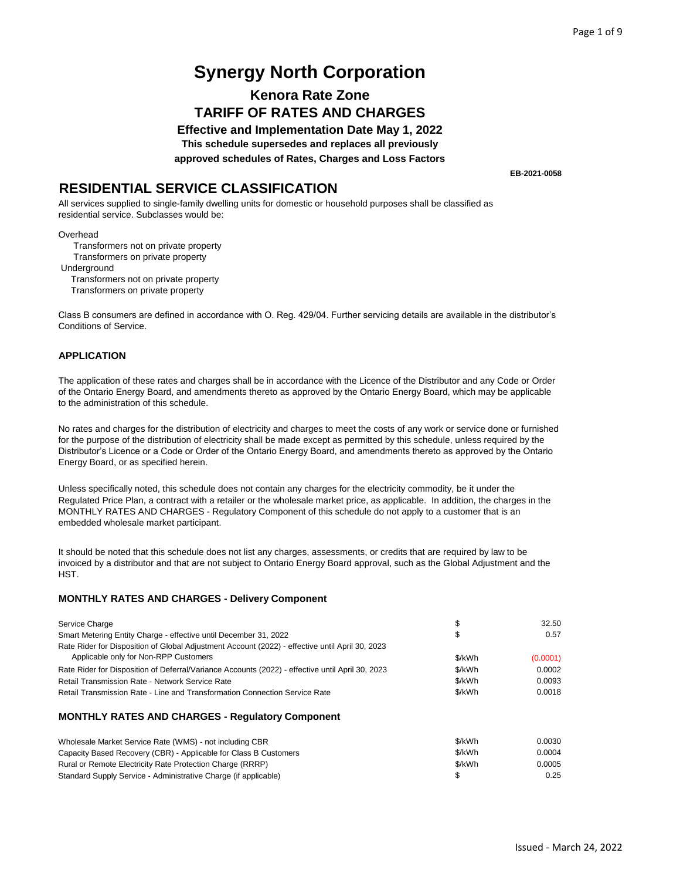# Synergy North Corporation

## Kenora Rate Zone

## TARIFF OF RATES AND CHARGES

### Effective and Implementation Date May 1, 2022

**This schedule supersedes and replaces all previously approved schedules of Rates, Charges and Loss Factors**

**EB-2021-0058**

## RESIDENTIAL SERVICE CLASSIFICATION

All services supplied to single-family dwelling units for domestic or household purposes shall be classified as residential service. Subclasses would be:

Overhead
- Transformers not on private property
- Transformers on private property

Underground
- Transformers not on private property
- Transformers on private property

Class B consumers are defined in accordance with O. Reg. 429/04. Further servicing details are available in the distributor's Conditions of Service.

### APPLICATION

The application of these rates and charges shall be in accordance with the Licence of the Distributor and any Code or Order of the Ontario Energy Board, and amendments thereto as approved by the Ontario Energy Board, which may be applicable to the administration of this schedule.

No rates and charges for the distribution of electricity and charges to meet the costs of any work or service done or furnished for the purpose of the distribution of electricity shall be made except as permitted by this schedule, unless required by the Distributor's Licence or a Code or Order of the Ontario Energy Board, and amendments thereto as approved by the Ontario Energy Board, or as specified herein.

Unless specifically noted, this schedule does not contain any charges for the electricity commodity, be it under the Regulated Price Plan, a contract with a retailer or the wholesale market price, as applicable. In addition, the charges in the MONTHLY RATES AND CHARGES - Regulatory Component of this schedule do not apply to a customer that is an embedded wholesale market participant.

It should be noted that this schedule does not list any charges, assessments, or credits that are required by law to be invoiced by a distributor and that are not subject to Ontario Energy Board approval, such as the Global Adjustment and the HST.

### MONTHLY RATES AND CHARGES - Delivery Component

| | | |
|---|---|---|
| Service Charge | $ | 32.50 |
| Smart Metering Entity Charge - effective until December 31, 2022 | $ | 0.57 |
| Rate Rider for Disposition of Global Adjustment Account (2022) - effective until April 30, 2023 Applicable only for Non-RPP Customers | $/kWh | (0.0001) |
| Rate Rider for Disposition of Deferral/Variance Accounts (2022) - effective until April 30, 2023 | $/kWh | 0.0002 |
| Retail Transmission Rate - Network Service Rate | $/kWh | 0.0093 |
| Retail Transmission Rate - Line and Transformation Connection Service Rate | $/kWh | 0.0018 |

### MONTHLY RATES AND CHARGES - Regulatory Component

| | | |
|---|---|---|
| Wholesale Market Service Rate (WMS) - not including CBR | $/kWh | 0.0030 |
| Capacity Based Recovery (CBR) - Applicable for Class B Customers | $/kWh | 0.0004 |
| Rural or Remote Electricity Rate Protection Charge (RRRP) | $/kWh | 0.0005 |
| Standard Supply Service - Administrative Charge (if applicable) | $ | 0.25 |

Issued - March 24, 2022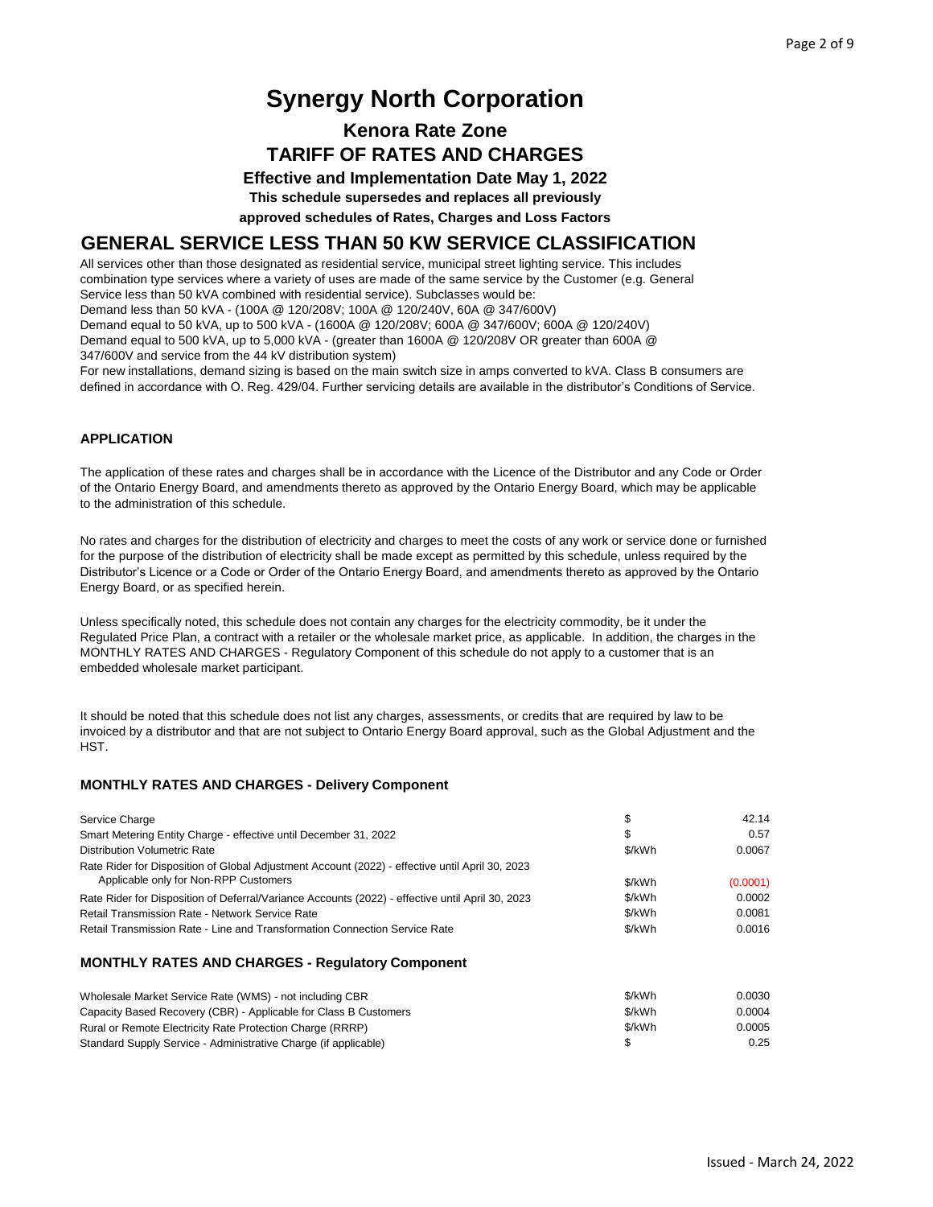# Synergy North Corporation

## Kenora Rate Zone

## TARIFF OF RATES AND CHARGES

### Effective and Implementation Date May 1, 2022

**This schedule supersedes and replaces all previously approved schedules of Rates, Charges and Loss Factors**

## GENERAL SERVICE LESS THAN 50 KW SERVICE CLASSIFICATION

All services other than those designated as residential service, municipal street lighting service. This includes combination type services where a variety of uses are made of the same service by the Customer (e.g. General Service less than 50 kVA combined with residential service). Subclasses would be:
Demand less than 50 kVA - (100A @ 120/208V; 100A @ 120/240V, 60A @ 347/600V)
Demand equal to 50 kVA, up to 500 kVA - (1600A @ 120/208V; 600A @ 347/600V; 600A @ 120/240V)
Demand equal to 500 kVA, up to 5,000 kVA - (greater than 1600A @ 120/208V OR greater than 600A @ 347/600V and service from the 44 kV distribution system)
For new installations, demand sizing is based on the main switch size in amps converted to kVA. Class B consumers are defined in accordance with O. Reg. 429/04. Further servicing details are available in the distributor's Conditions of Service.

### APPLICATION

The application of these rates and charges shall be in accordance with the Licence of the Distributor and any Code or Order of the Ontario Energy Board, and amendments thereto as approved by the Ontario Energy Board, which may be applicable to the administration of this schedule.

No rates and charges for the distribution of electricity and charges to meet the costs of any work or service done or furnished for the purpose of the distribution of electricity shall be made except as permitted by this schedule, unless required by the Distributor's Licence or a Code or Order of the Ontario Energy Board, and amendments thereto as approved by the Ontario Energy Board, or as specified herein.

Unless specifically noted, this schedule does not contain any charges for the electricity commodity, be it under the Regulated Price Plan, a contract with a retailer or the wholesale market price, as applicable. In addition, the charges in the MONTHLY RATES AND CHARGES - Regulatory Component of this schedule do not apply to a customer that is an embedded wholesale market participant.

It should be noted that this schedule does not list any charges, assessments, or credits that are required by law to be invoiced by a distributor and that are not subject to Ontario Energy Board approval, such as the Global Adjustment and the HST.

### MONTHLY RATES AND CHARGES - Delivery Component

| Charge | Unit | Rate |
|---|---|---|
| Service Charge | $ | 42.14 |
| Smart Metering Entity Charge - effective until December 31, 2022 | $ | 0.57 |
| Distribution Volumetric Rate | $/kWh | 0.0067 |
| Rate Rider for Disposition of Global Adjustment Account (2022) - effective until April 30, 2023 Applicable only for Non-RPP Customers | $/kWh | (0.0001) |
| Rate Rider for Disposition of Deferral/Variance Accounts (2022) - effective until April 30, 2023 | $/kWh | 0.0002 |
| Retail Transmission Rate - Network Service Rate | $/kWh | 0.0081 |
| Retail Transmission Rate - Line and Transformation Connection Service Rate | $/kWh | 0.0016 |

### MONTHLY RATES AND CHARGES - Regulatory Component

| Charge | Unit | Rate |
|---|---|---|
| Wholesale Market Service Rate (WMS) - not including CBR | $/kWh | 0.0030 |
| Capacity Based Recovery (CBR) - Applicable for Class B Customers | $/kWh | 0.0004 |
| Rural or Remote Electricity Rate Protection Charge (RRRP) | $/kWh | 0.0005 |
| Standard Supply Service - Administrative Charge (if applicable) | $ | 0.25 |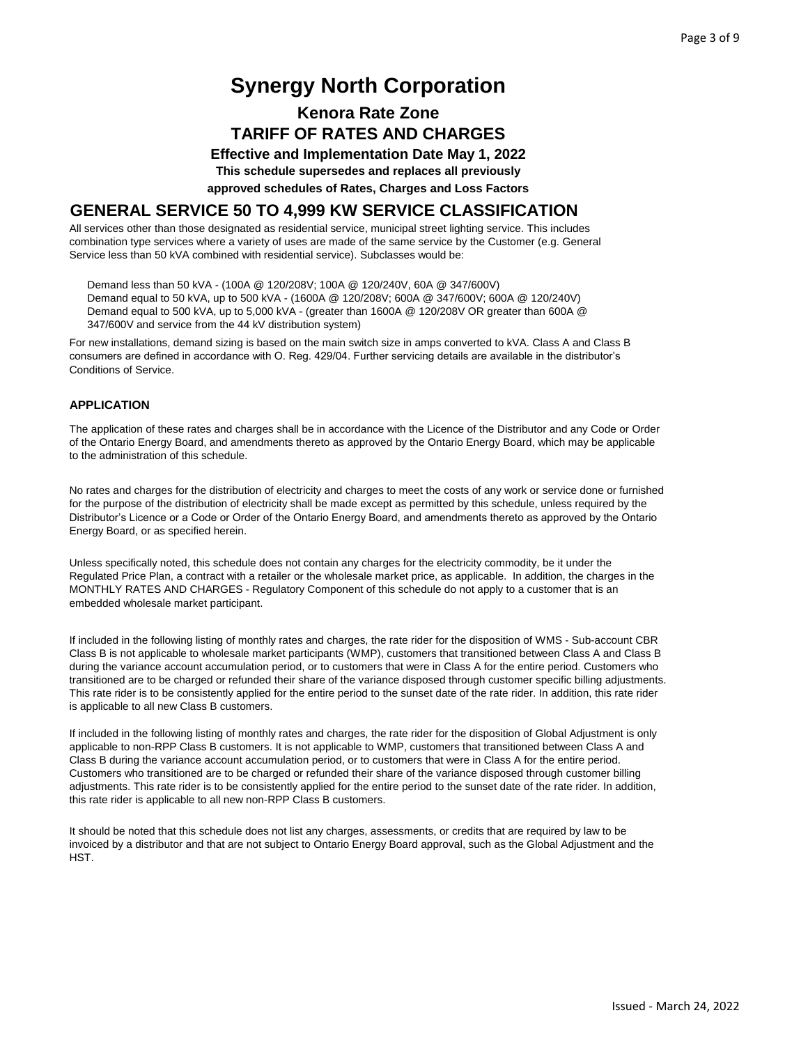# Synergy North Corporation

## Kenora Rate Zone

## TARIFF OF RATES AND CHARGES

### Effective and Implementation Date May 1, 2022

**This schedule supersedes and replaces all previously**

**approved schedules of Rates, Charges and Loss Factors**

## GENERAL SERVICE 50 TO 4,999 KW SERVICE CLASSIFICATION

All services other than those designated as residential service, municipal street lighting service. This includes combination type services where a variety of uses are made of the same service by the Customer (e.g. General Service less than 50 kVA combined with residential service). Subclasses would be:

Demand less than 50 kVA - (100A @ 120/208V; 100A @ 120/240V, 60A @ 347/600V)
Demand equal to 50 kVA, up to 500 kVA - (1600A @ 120/208V; 600A @ 347/600V; 600A @ 120/240V)
Demand equal to 500 kVA, up to 5,000 kVA - (greater than 1600A @ 120/208V OR greater than 600A @ 347/600V and service from the 44 kV distribution system)

For new installations, demand sizing is based on the main switch size in amps converted to kVA. Class A and Class B consumers are defined in accordance with O. Reg. 429/04. Further servicing details are available in the distributor's Conditions of Service.

### APPLICATION

The application of these rates and charges shall be in accordance with the Licence of the Distributor and any Code or Order of the Ontario Energy Board, and amendments thereto as approved by the Ontario Energy Board, which may be applicable to the administration of this schedule.

No rates and charges for the distribution of electricity and charges to meet the costs of any work or service done or furnished for the purpose of the distribution of electricity shall be made except as permitted by this schedule, unless required by the Distributor's Licence or a Code or Order of the Ontario Energy Board, and amendments thereto as approved by the Ontario Energy Board, or as specified herein.

Unless specifically noted, this schedule does not contain any charges for the electricity commodity, be it under the Regulated Price Plan, a contract with a retailer or the wholesale market price, as applicable. In addition, the charges in the MONTHLY RATES AND CHARGES - Regulatory Component of this schedule do not apply to a customer that is an embedded wholesale market participant.

If included in the following listing of monthly rates and charges, the rate rider for the disposition of WMS - Sub-account CBR Class B is not applicable to wholesale market participants (WMP), customers that transitioned between Class A and Class B during the variance account accumulation period, or to customers that were in Class A for the entire period. Customers who transitioned are to be charged or refunded their share of the variance disposed through customer specific billing adjustments. This rate rider is to be consistently applied for the entire period to the sunset date of the rate rider. In addition, this rate rider is applicable to all new Class B customers.

If included in the following listing of monthly rates and charges, the rate rider for the disposition of Global Adjustment is only applicable to non-RPP Class B customers. It is not applicable to WMP, customers that transitioned between Class A and Class B during the variance account accumulation period, or to customers that were in Class A for the entire period. Customers who transitioned are to be charged or refunded their share of the variance disposed through customer billing adjustments. This rate rider is to be consistently applied for the entire period to the sunset date of the rate rider. In addition, this rate rider is applicable to all new non-RPP Class B customers.

It should be noted that this schedule does not list any charges, assessments, or credits that are required by law to be invoiced by a distributor and that are not subject to Ontario Energy Board approval, such as the Global Adjustment and the HST.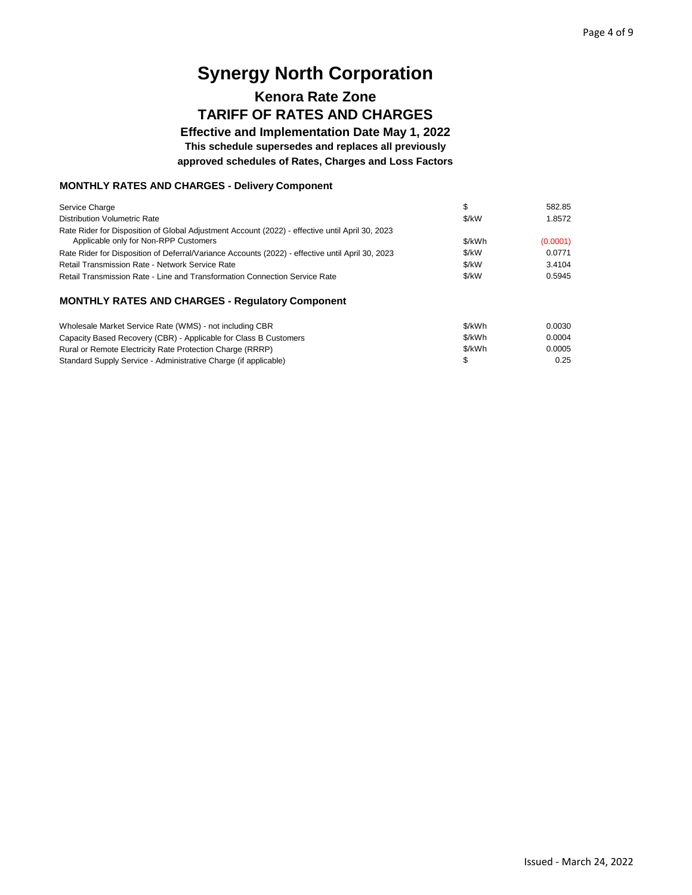# Synergy North Corporation

## Kenora Rate Zone

## TARIFF OF RATES AND CHARGES

### Effective and Implementation Date May 1, 2022

**This schedule supersedes and replaces all previously approved schedules of Rates, Charges and Loss Factors**

### MONTHLY RATES AND CHARGES - Delivery Component

| | | |
|---|---|---|
| Service Charge | $ | 582.85 |
| Distribution Volumetric Rate | $/kW | 1.8572 |
| Rate Rider for Disposition of Global Adjustment Account (2022) - effective until April 30, 2023 Applicable only for Non-RPP Customers | $/kWh | (0.0001) |
| Rate Rider for Disposition of Deferral/Variance Accounts (2022) - effective until April 30, 2023 | $/kW | 0.0771 |
| Retail Transmission Rate - Network Service Rate | $/kW | 3.4104 |
| Retail Transmission Rate - Line and Transformation Connection Service Rate | $/kW | 0.5945 |

### MONTHLY RATES AND CHARGES - Regulatory Component

| | | |
|---|---|---|
| Wholesale Market Service Rate (WMS) - not including CBR | $/kWh | 0.0030 |
| Capacity Based Recovery (CBR) - Applicable for Class B Customers | $/kWh | 0.0004 |
| Rural or Remote Electricity Rate Protection Charge (RRRP) | $/kWh | 0.0005 |
| Standard Supply Service - Administrative Charge (if applicable) | $ | 0.25 |

Issued - March 24, 2022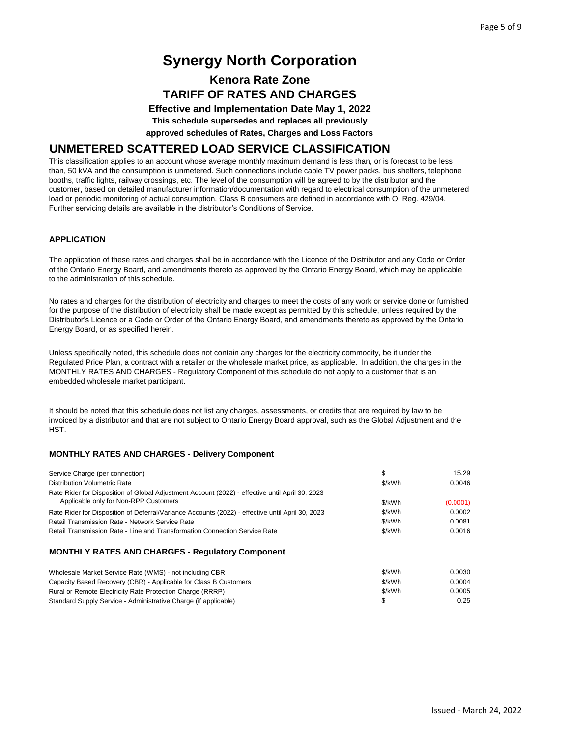# Synergy North Corporation

## Kenora Rate Zone

## TARIFF OF RATES AND CHARGES

### Effective and Implementation Date May 1, 2022

**This schedule supersedes and replaces all previously approved schedules of Rates, Charges and Loss Factors**

## UNMETERED SCATTERED LOAD SERVICE CLASSIFICATION

This classification applies to an account whose average monthly maximum demand is less than, or is forecast to be less than, 50 kVA and the consumption is unmetered. Such connections include cable TV power packs, bus shelters, telephone booths, traffic lights, railway crossings, etc. The level of the consumption will be agreed to by the distributor and the customer, based on detailed manufacturer information/documentation with regard to electrical consumption of the unmetered load or periodic monitoring of actual consumption. Class B consumers are defined in accordance with O. Reg. 429/04. Further servicing details are available in the distributor's Conditions of Service.

### APPLICATION

The application of these rates and charges shall be in accordance with the Licence of the Distributor and any Code or Order of the Ontario Energy Board, and amendments thereto as approved by the Ontario Energy Board, which may be applicable to the administration of this schedule.

No rates and charges for the distribution of electricity and charges to meet the costs of any work or service done or furnished for the purpose of the distribution of electricity shall be made except as permitted by this schedule, unless required by the Distributor's Licence or a Code or Order of the Ontario Energy Board, and amendments thereto as approved by the Ontario Energy Board, or as specified herein.

Unless specifically noted, this schedule does not contain any charges for the electricity commodity, be it under the Regulated Price Plan, a contract with a retailer or the wholesale market price, as applicable. In addition, the charges in the MONTHLY RATES AND CHARGES - Regulatory Component of this schedule do not apply to a customer that is an embedded wholesale market participant.

It should be noted that this schedule does not list any charges, assessments, or credits that are required by law to be invoiced by a distributor and that are not subject to Ontario Energy Board approval, such as the Global Adjustment and the HST.

### MONTHLY RATES AND CHARGES - Delivery Component

| Charge | Unit | Rate |
|---|---|---|
| Service Charge (per connection) | $ | 15.29 |
| Distribution Volumetric Rate | $/kWh | 0.0046 |
| Rate Rider for Disposition of Global Adjustment Account (2022) - effective until April 30, 2023 Applicable only for Non-RPP Customers | $/kWh | (0.0001) |
| Rate Rider for Disposition of Deferral/Variance Accounts (2022) - effective until April 30, 2023 | $/kWh | 0.0002 |
| Retail Transmission Rate - Network Service Rate | $/kWh | 0.0081 |
| Retail Transmission Rate - Line and Transformation Connection Service Rate | $/kWh | 0.0016 |

### MONTHLY RATES AND CHARGES - Regulatory Component

| Charge | Unit | Rate |
|---|---|---|
| Wholesale Market Service Rate (WMS) - not including CBR | $/kWh | 0.0030 |
| Capacity Based Recovery (CBR) - Applicable for Class B Customers | $/kWh | 0.0004 |
| Rural or Remote Electricity Rate Protection Charge (RRRP) | $/kWh | 0.0005 |
| Standard Supply Service - Administrative Charge (if applicable) | $ | 0.25 |

Issued - March 24, 2022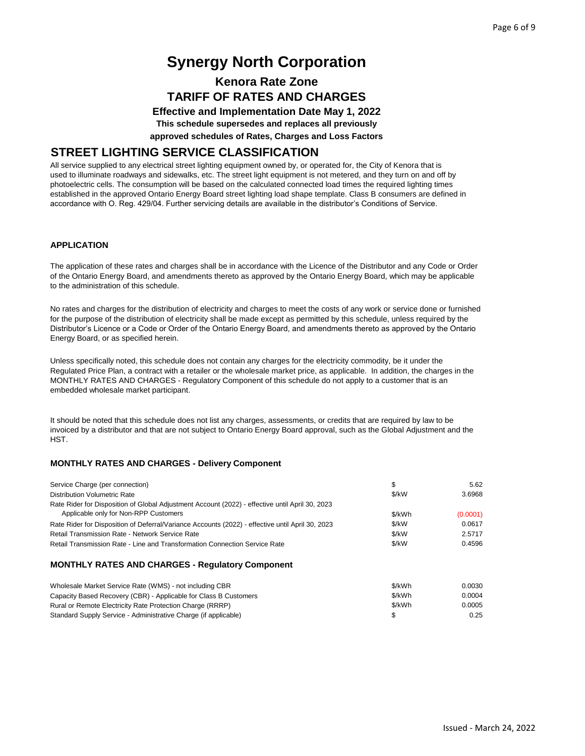# Synergy North Corporation

## Kenora Rate Zone

## TARIFF OF RATES AND CHARGES

**Effective and Implementation Date May 1, 2022**

**This schedule supersedes and replaces all previously approved schedules of Rates, Charges and Loss Factors**

## STREET LIGHTING SERVICE CLASSIFICATION

All service supplied to any electrical street lighting equipment owned by, or operated for, the City of Kenora that is used to illuminate roadways and sidewalks, etc. The street light equipment is not metered, and they turn on and off by photoelectric cells. The consumption will be based on the calculated connected load times the required lighting times established in the approved Ontario Energy Board street lighting load shape template. Class B consumers are defined in accordance with O. Reg. 429/04. Further servicing details are available in the distributor's Conditions of Service.

### APPLICATION

The application of these rates and charges shall be in accordance with the Licence of the Distributor and any Code or Order of the Ontario Energy Board, and amendments thereto as approved by the Ontario Energy Board, which may be applicable to the administration of this schedule.

No rates and charges for the distribution of electricity and charges to meet the costs of any work or service done or furnished for the purpose of the distribution of electricity shall be made except as permitted by this schedule, unless required by the Distributor's Licence or a Code or Order of the Ontario Energy Board, and amendments thereto as approved by the Ontario Energy Board, or as specified herein.

Unless specifically noted, this schedule does not contain any charges for the electricity commodity, be it under the Regulated Price Plan, a contract with a retailer or the wholesale market price, as applicable. In addition, the charges in the MONTHLY RATES AND CHARGES - Regulatory Component of this schedule do not apply to a customer that is an embedded wholesale market participant.

It should be noted that this schedule does not list any charges, assessments, or credits that are required by law to be invoiced by a distributor and that are not subject to Ontario Energy Board approval, such as the Global Adjustment and the HST.

### MONTHLY RATES AND CHARGES - Delivery Component

| Description | Unit | Rate |
|---|---|---|
| Service Charge (per connection) | $ | 5.62 |
| Distribution Volumetric Rate | $/kW | 3.6968 |
| Rate Rider for Disposition of Global Adjustment Account (2022) - effective until April 30, 2023 Applicable only for Non-RPP Customers | $/kWh | (0.0001) |
| Rate Rider for Disposition of Deferral/Variance Accounts (2022) - effective until April 30, 2023 | $/kW | 0.0617 |
| Retail Transmission Rate - Network Service Rate | $/kW | 2.5717 |
| Retail Transmission Rate - Line and Transformation Connection Service Rate | $/kW | 0.4596 |

### MONTHLY RATES AND CHARGES - Regulatory Component

| Description | Unit | Rate |
|---|---|---|
| Wholesale Market Service Rate (WMS) - not including CBR | $/kWh | 0.0030 |
| Capacity Based Recovery (CBR) - Applicable for Class B Customers | $/kWh | 0.0004 |
| Rural or Remote Electricity Rate Protection Charge (RRRP) | $/kWh | 0.0005 |
| Standard Supply Service - Administrative Charge (if applicable) | $ | 0.25 |

Issued - March 24, 2022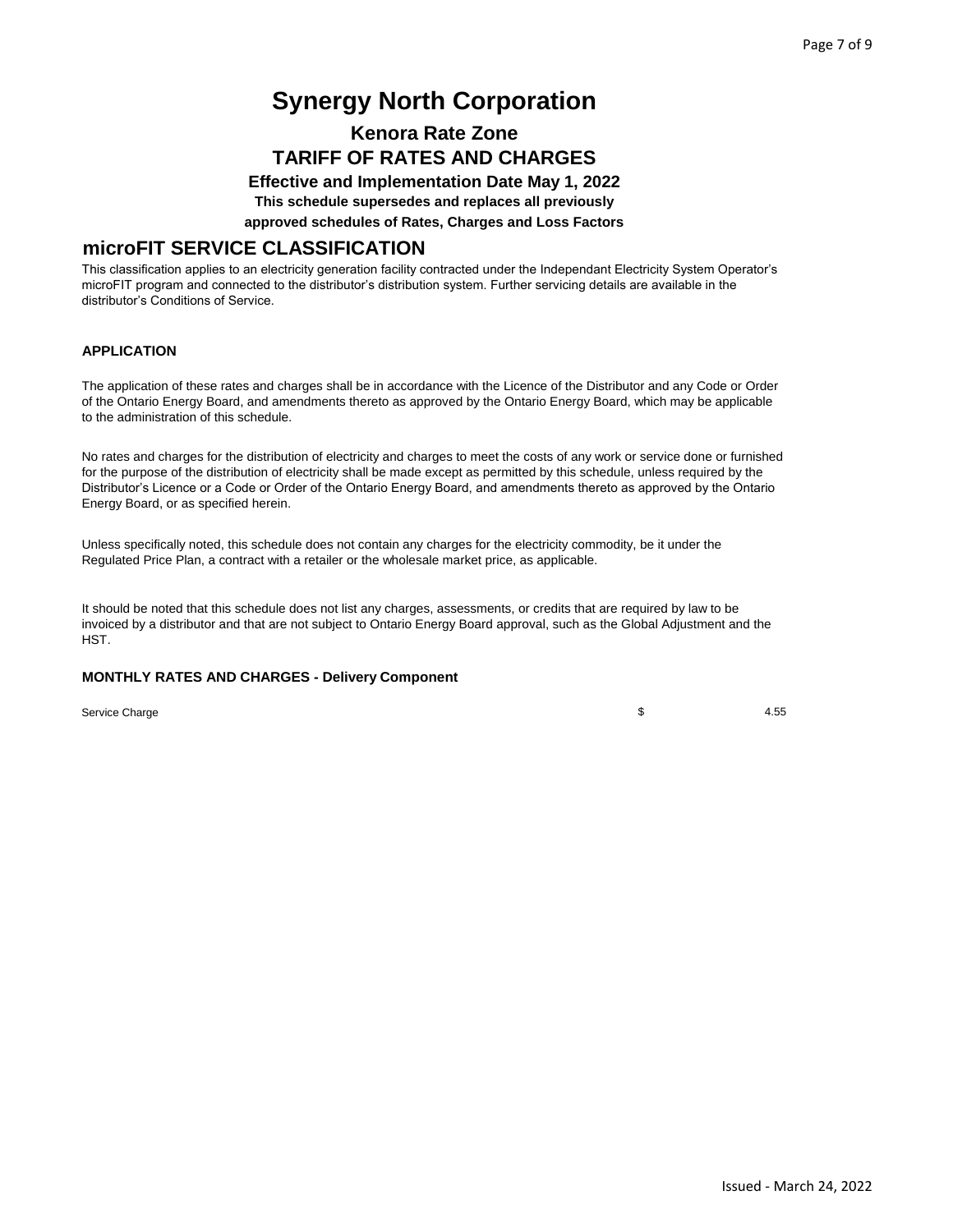# Synergy North Corporation

## Kenora Rate Zone

## TARIFF OF RATES AND CHARGES

### Effective and Implementation Date May 1, 2022

**This schedule supersedes and replaces all previously approved schedules of Rates, Charges and Loss Factors**

## microFIT SERVICE CLASSIFICATION

This classification applies to an electricity generation facility contracted under the Independant Electricity System Operator's microFIT program and connected to the distributor's distribution system. Further servicing details are available in the distributor's Conditions of Service.

### APPLICATION

The application of these rates and charges shall be in accordance with the Licence of the Distributor and any Code or Order of the Ontario Energy Board, and amendments thereto as approved by the Ontario Energy Board, which may be applicable to the administration of this schedule.

No rates and charges for the distribution of electricity and charges to meet the costs of any work or service done or furnished for the purpose of the distribution of electricity shall be made except as permitted by this schedule, unless required by the Distributor's Licence or a Code or Order of the Ontario Energy Board, and amendments thereto as approved by the Ontario Energy Board, or as specified herein.

Unless specifically noted, this schedule does not contain any charges for the electricity commodity, be it under the Regulated Price Plan, a contract with a retailer or the wholesale market price, as applicable.

It should be noted that this schedule does not list any charges, assessments, or credits that are required by law to be invoiced by a distributor and that are not subject to Ontario Energy Board approval, such as the Global Adjustment and the HST.

### MONTHLY RATES AND CHARGES - Delivery Component

| | | |
|---|---|---|
| Service Charge | $ | 4.55 |

Issued - March 24, 2022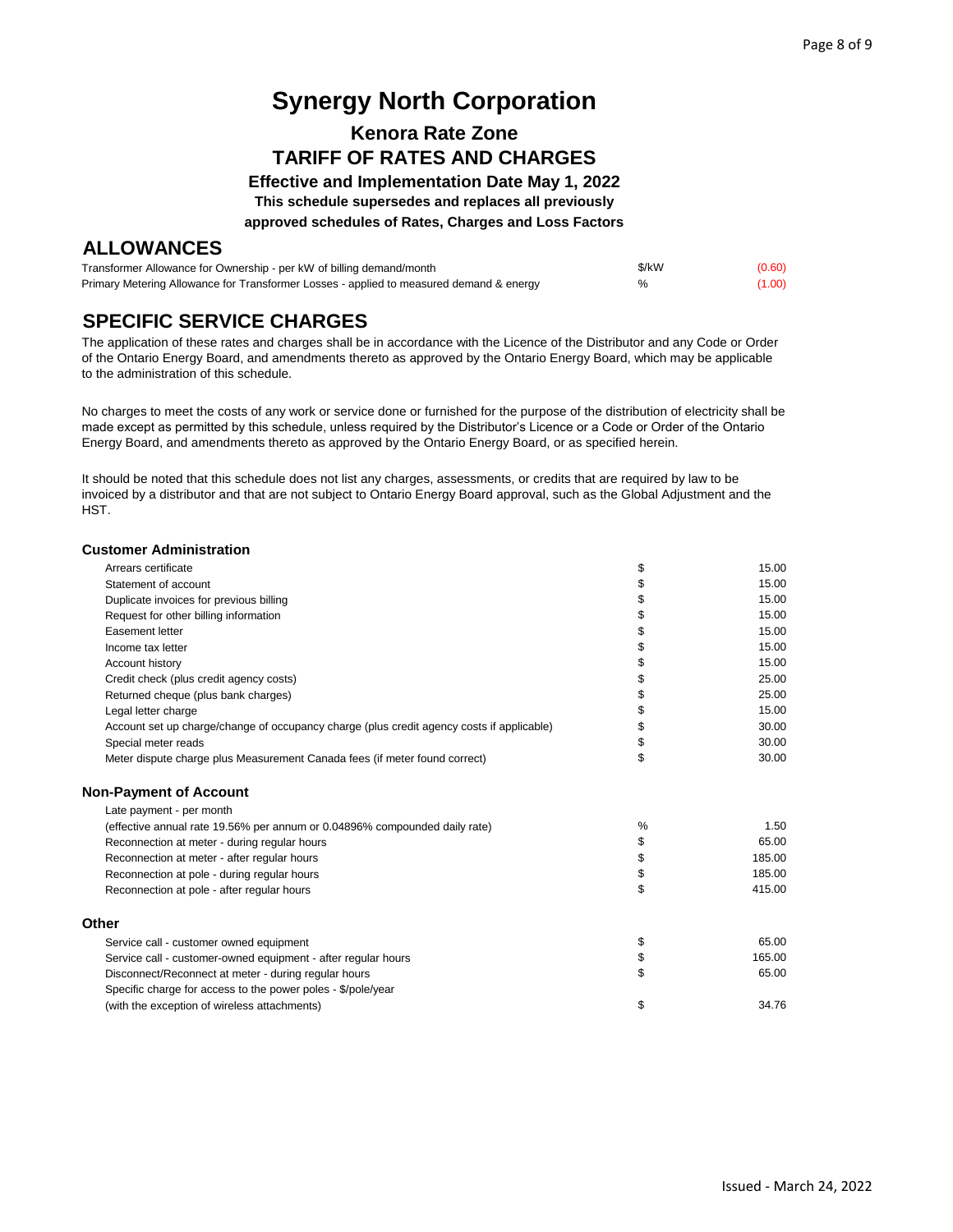# Synergy North Corporation

## Kenora Rate Zone

## TARIFF OF RATES AND CHARGES

### Effective and Implementation Date May 1, 2022

**This schedule supersedes and replaces all previously approved schedules of Rates, Charges and Loss Factors**

## ALLOWANCES

| | | |
|---|---|---|
| Transformer Allowance for Ownership - per kW of billing demand/month | $/kW | (0.60) |
| Primary Metering Allowance for Transformer Losses - applied to measured demand & energy | % | (1.00) |

## SPECIFIC SERVICE CHARGES

The application of these rates and charges shall be in accordance with the Licence of the Distributor and any Code or Order of the Ontario Energy Board, and amendments thereto as approved by the Ontario Energy Board, which may be applicable to the administration of this schedule.

No charges to meet the costs of any work or service done or furnished for the purpose of the distribution of electricity shall be made except as permitted by this schedule, unless required by the Distributor's Licence or a Code or Order of the Ontario Energy Board, and amendments thereto as approved by the Ontario Energy Board, or as specified herein.

It should be noted that this schedule does not list any charges, assessments, or credits that are required by law to be invoiced by a distributor and that are not subject to Ontario Energy Board approval, such as the Global Adjustment and the HST.

### Customer Administration

| | | |
|---|---|---|
| Arrears certificate | $ | 15.00 |
| Statement of account | $ | 15.00 |
| Duplicate invoices for previous billing | $ | 15.00 |
| Request for other billing information | $ | 15.00 |
| Easement letter | $ | 15.00 |
| Income tax letter | $ | 15.00 |
| Account history | $ | 15.00 |
| Credit check (plus credit agency costs) | $ | 25.00 |
| Returned cheque (plus bank charges) | $ | 25.00 |
| Legal letter charge | $ | 15.00 |
| Account set up charge/change of occupancy charge (plus credit agency costs if applicable) | $ | 30.00 |
| Special meter reads | $ | 30.00 |
| Meter dispute charge plus Measurement Canada fees (if meter found correct) | $ | 30.00 |

### Non-Payment of Account

| | | |
|---|---|---|
| Late payment - per month (effective annual rate 19.56% per annum or 0.04896% compounded daily rate) | % | 1.50 |
| Reconnection at meter - during regular hours | $ | 65.00 |
| Reconnection at meter - after regular hours | $ | 185.00 |
| Reconnection at pole - during regular hours | $ | 185.00 |
| Reconnection at pole - after regular hours | $ | 415.00 |

### Other

| | | |
|---|---|---|
| Service call - customer owned equipment | $ | 65.00 |
| Service call - customer-owned equipment - after regular hours | $ | 165.00 |
| Disconnect/Reconnect at meter - during regular hours | $ | 65.00 |
| Specific charge for access to the power poles - $/pole/year (with the exception of wireless attachments) | $ | 34.76 |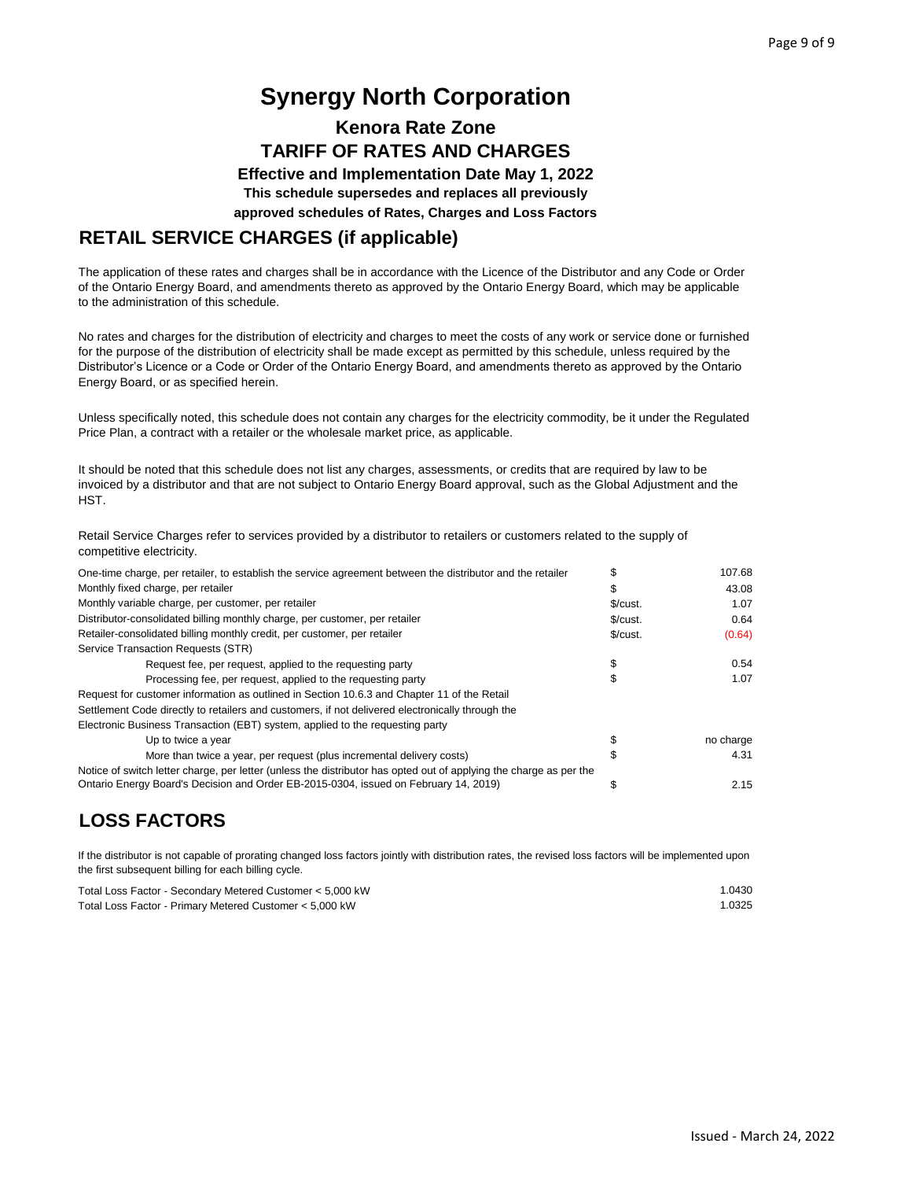# Synergy North Corporation

## Kenora Rate Zone

## TARIFF OF RATES AND CHARGES

### Effective and Implementation Date May 1, 2022

**This schedule supersedes and replaces all previously approved schedules of Rates, Charges and Loss Factors**

## RETAIL SERVICE CHARGES (if applicable)

The application of these rates and charges shall be in accordance with the Licence of the Distributor and any Code or Order of the Ontario Energy Board, and amendments thereto as approved by the Ontario Energy Board, which may be applicable to the administration of this schedule.

No rates and charges for the distribution of electricity and charges to meet the costs of any work or service done or furnished for the purpose of the distribution of electricity shall be made except as permitted by this schedule, unless required by the Distributor's Licence or a Code or Order of the Ontario Energy Board, and amendments thereto as approved by the Ontario Energy Board, or as specified herein.

Unless specifically noted, this schedule does not contain any charges for the electricity commodity, be it under the Regulated Price Plan, a contract with a retailer or the wholesale market price, as applicable.

It should be noted that this schedule does not list any charges, assessments, or credits that are required by law to be invoiced by a distributor and that are not subject to Ontario Energy Board approval, such as the Global Adjustment and the HST.

Retail Service Charges refer to services provided by a distributor to retailers or customers related to the supply of competitive electricity.

| | | |
|---|---|---|
| One-time charge, per retailer, to establish the service agreement between the distributor and the retailer | $ | 107.68 |
| Monthly fixed charge, per retailer | $ | 43.08 |
| Monthly variable charge, per customer, per retailer | $/cust. | 1.07 |
| Distributor-consolidated billing monthly charge, per customer, per retailer | $/cust. | 0.64 |
| Retailer-consolidated billing monthly credit, per customer, per retailer | $/cust. | (0.64) |
| Service Transaction Requests (STR) | | |
| Request fee, per request, applied to the requesting party | $ | 0.54 |
| Processing fee, per request, applied to the requesting party | $ | 1.07 |
| Request for customer information as outlined in Section 10.6.3 and Chapter 11 of the Retail Settlement Code directly to retailers and customers, if not delivered electronically through the Electronic Business Transaction (EBT) system, applied to the requesting party | | |
| Up to twice a year | $ | no charge |
| More than twice a year, per request (plus incremental delivery costs) | $ | 4.31 |
| Notice of switch letter charge, per letter (unless the distributor has opted out of applying the charge as per the Ontario Energy Board's Decision and Order EB-2015-0304, issued on February 14, 2019) | $ | 2.15 |

## LOSS FACTORS

If the distributor is not capable of prorating changed loss factors jointly with distribution rates, the revised loss factors will be implemented upon the first subsequent billing for each billing cycle.

| | |
|---|---|
| Total Loss Factor - Secondary Metered Customer < 5,000 kW | 1.0430 |
| Total Loss Factor - Primary Metered Customer < 5,000 kW | 1.0325 |

Issued - March 24, 2022